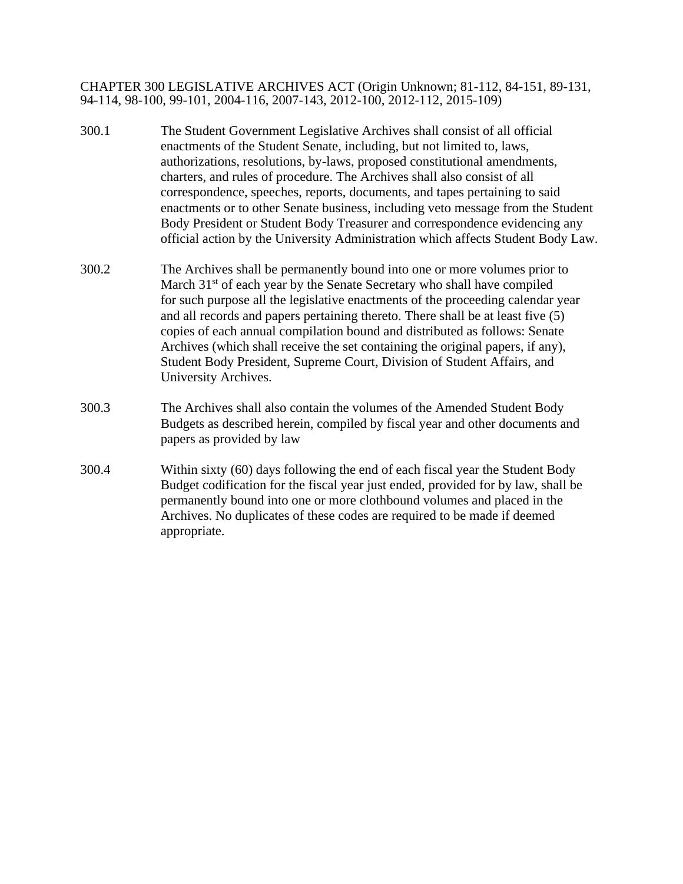# CHAPTER 300 LEGISLATIVE ARCHIVES ACT (Origin Unknown; 81-112, 84-151, 89-131, 94-114, 98-100, 99-101, 2004-116, 2007-143, 2012-100, 2012-112, 2015-109)

300.1 The Student Government Legislative Archives shall consist of all official enactments of the Student Senate, including, but not limited to, laws, authorizations, resolutions, by-laws, proposed constitutional amendments, charters, and rules of procedure. The Archives shall also consist of all correspondence, speeches, reports, documents, and tapes pertaining to said enactments or to other Senate business, including veto message from the Student Body President or Student Body Treasurer and correspondence evidencing any official action by the University Administration which affects Student Body Law.

300.2 The Archives shall be permanently bound into one or more volumes prior to March 31st of each year by the Senate Secretary who shall have compiled for such purpose all the legislative enactments of the proceeding calendar year and all records and papers pertaining thereto. There shall be at least five (5) copies of each annual compilation bound and distributed as follows: Senate Archives (which shall receive the set containing the original papers, if any), Student Body President, Supreme Court, Division of Student Affairs, and University Archives.

300.3 The Archives shall also contain the volumes of the Amended Student Body Budgets as described herein, compiled by fiscal year and other documents and papers as provided by law

300.4 Within sixty (60) days following the end of each fiscal year the Student Body Budget codification for the fiscal year just ended, provided for by law, shall be permanently bound into one or more clothbound volumes and placed in the Archives. No duplicates of these codes are required to be made if deemed appropriate.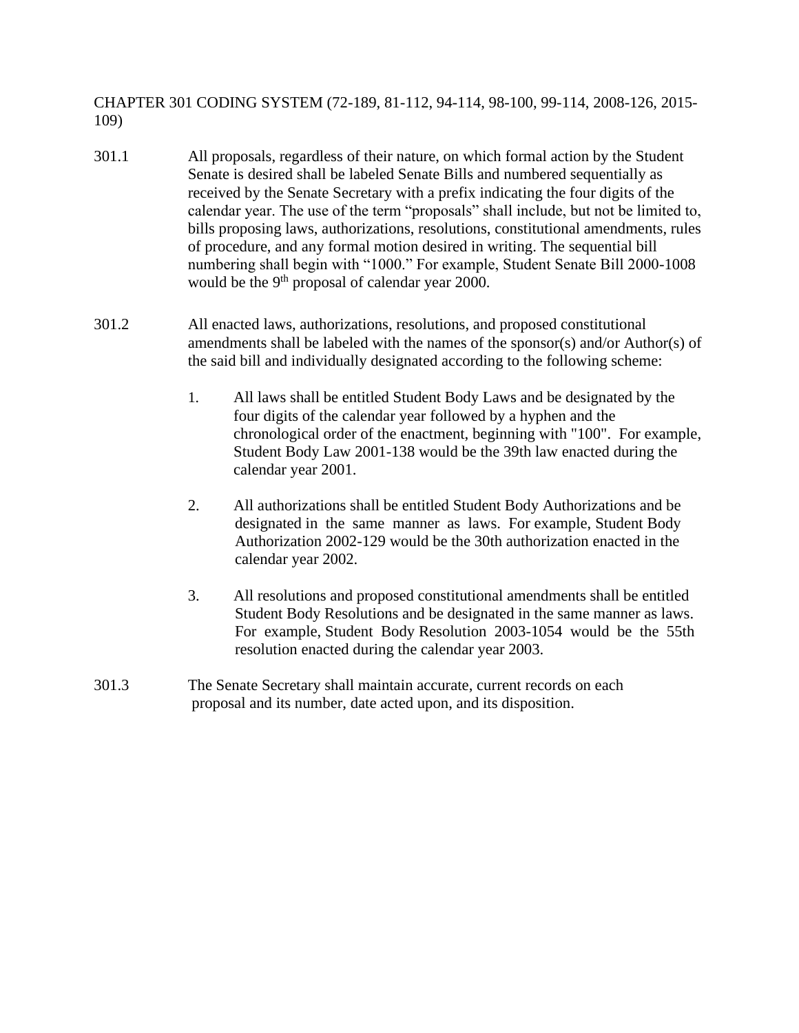## CHAPTER 301 CODING SYSTEM (72-189, 81-112, 94-114, 98-100, 99-114, 2008-126, 2015-109)

301.1 All proposals, regardless of their nature, on which formal action by the Student Senate is desired shall be labeled Senate Bills and numbered sequentially as received by the Senate Secretary with a prefix indicating the four digits of the calendar year. The use of the term "proposals" shall include, but not be limited to, bills proposing laws, authorizations, resolutions, constitutional amendments, rules of procedure, and any formal motion desired in writing. The sequential bill numbering shall begin with "1000." For example, Student Senate Bill 2000-1008 would be the 9th proposal of calendar year 2000.

301.2 All enacted laws, authorizations, resolutions, and proposed constitutional amendments shall be labeled with the names of the sponsor(s) and/or Author(s) of the said bill and individually designated according to the following scheme:

1. All laws shall be entitled Student Body Laws and be designated by the four digits of the calendar year followed by a hyphen and the chronological order of the enactment, beginning with "100". For example, Student Body Law 2001-138 would be the 39th law enacted during the calendar year 2001.

2. All authorizations shall be entitled Student Body Authorizations and be designated in the same manner as laws. For example, Student Body Authorization 2002-129 would be the 30th authorization enacted in the calendar year 2002.

3. All resolutions and proposed constitutional amendments shall be entitled Student Body Resolutions and be designated in the same manner as laws. For example, Student Body Resolution 2003-1054 would be the 55th resolution enacted during the calendar year 2003.

301.3 The Senate Secretary shall maintain accurate, current records on each proposal and its number, date acted upon, and its disposition.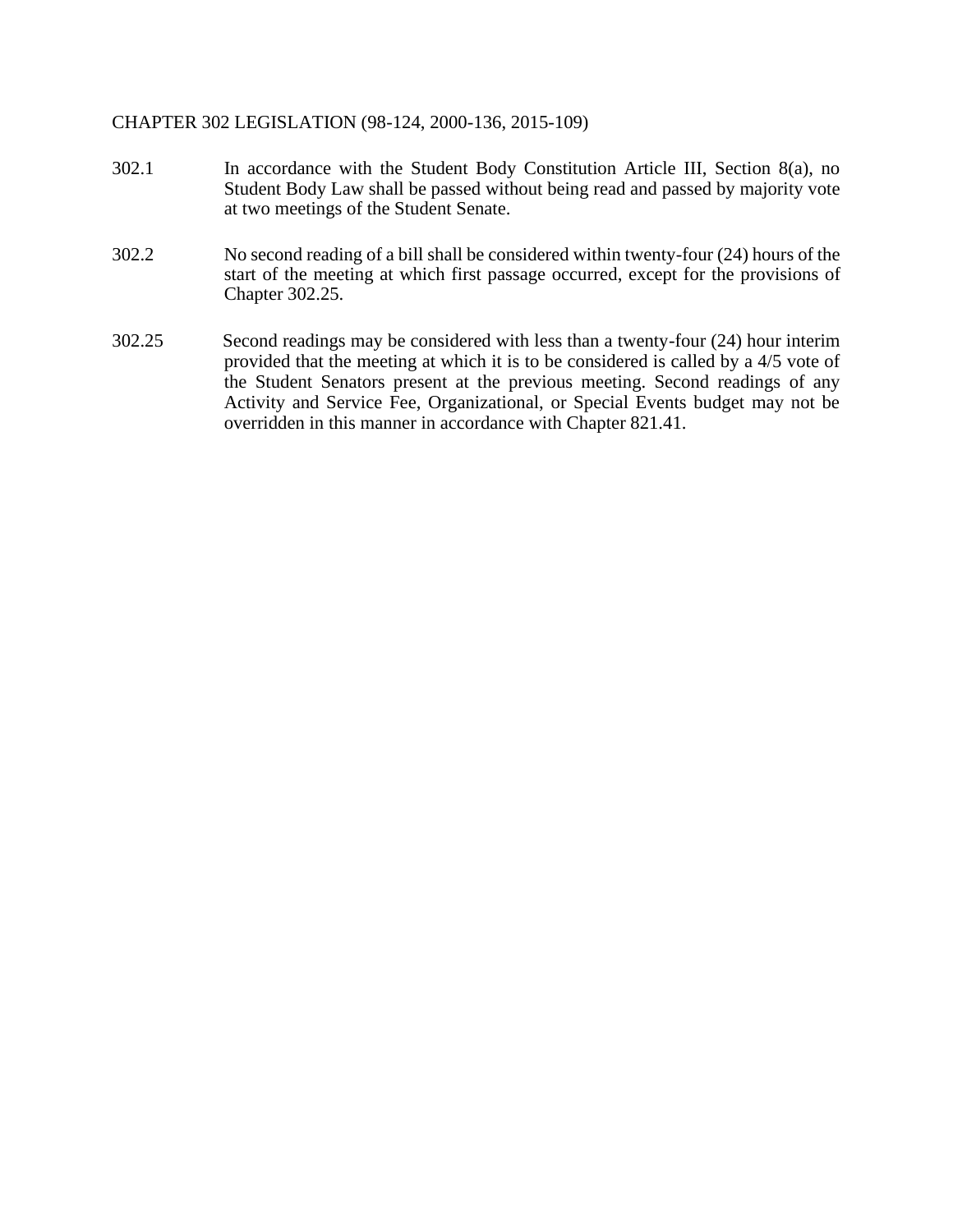# CHAPTER 302 LEGISLATION (98-124, 2000-136, 2015-109)

302.1 In accordance with the Student Body Constitution Article III, Section 8(a), no Student Body Law shall be passed without being read and passed by majority vote at two meetings of the Student Senate.

302.2 No second reading of a bill shall be considered within twenty-four (24) hours of the start of the meeting at which first passage occurred, except for the provisions of Chapter 302.25.

302.25 Second readings may be considered with less than a twenty-four (24) hour interim provided that the meeting at which it is to be considered is called by a 4/5 vote of the Student Senators present at the previous meeting. Second readings of any Activity and Service Fee, Organizational, or Special Events budget may not be overridden in this manner in accordance with Chapter 821.41.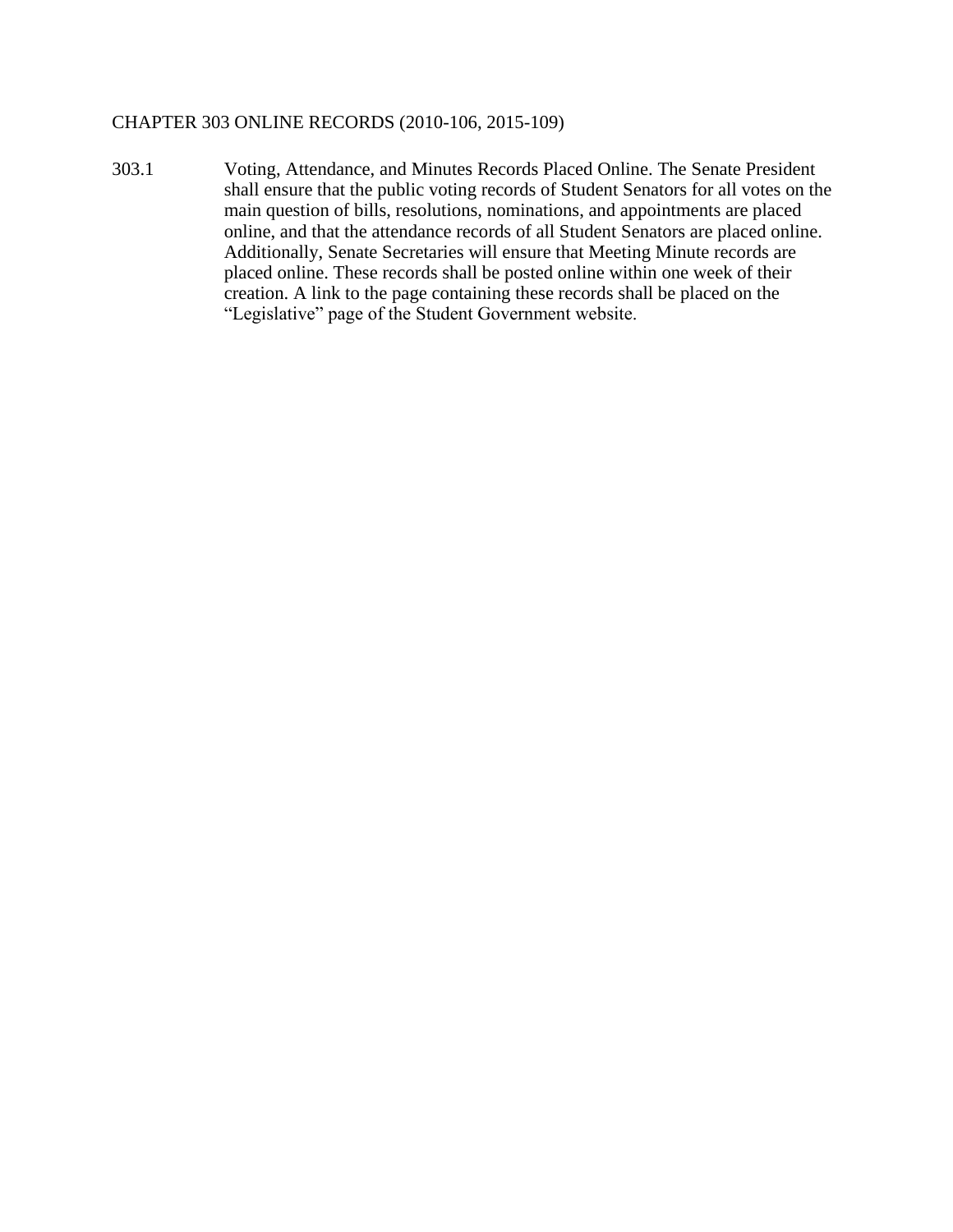## CHAPTER 303 ONLINE RECORDS (2010-106, 2015-109)

303.1 Voting, Attendance, and Minutes Records Placed Online. The Senate President shall ensure that the public voting records of Student Senators for all votes on the main question of bills, resolutions, nominations, and appointments are placed online, and that the attendance records of all Student Senators are placed online. Additionally, Senate Secretaries will ensure that Meeting Minute records are placed online. These records shall be posted online within one week of their creation. A link to the page containing these records shall be placed on the "Legislative" page of the Student Government website.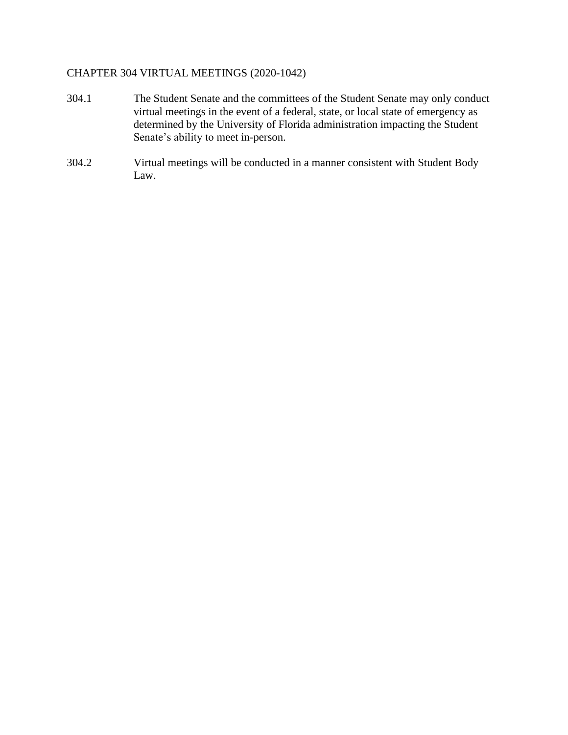## CHAPTER 304 VIRTUAL MEETINGS (2020-1042)

304.1 The Student Senate and the committees of the Student Senate may only conduct virtual meetings in the event of a federal, state, or local state of emergency as determined by the University of Florida administration impacting the Student Senate's ability to meet in-person.

304.2 Virtual meetings will be conducted in a manner consistent with Student Body Law.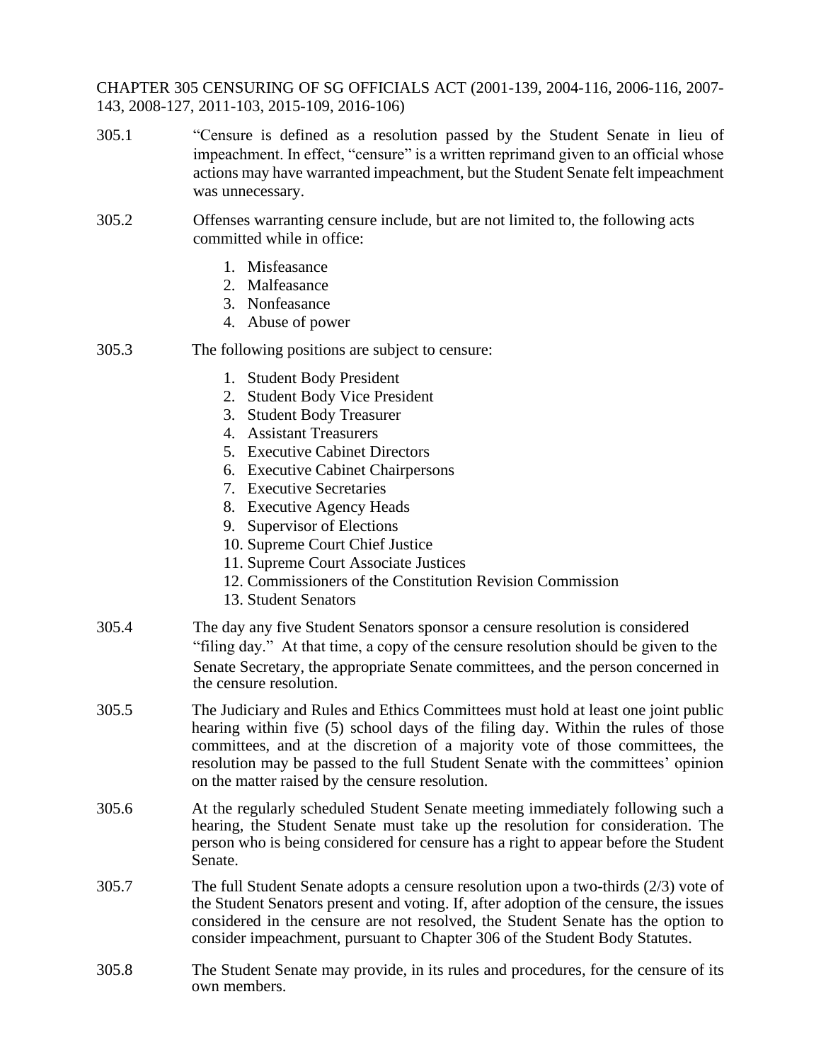CHAPTER 305 CENSURING OF SG OFFICIALS ACT (2001-139, 2004-116, 2006-116, 2007-143, 2008-127, 2011-103, 2015-109, 2016-106)

305.1 "Censure is defined as a resolution passed by the Student Senate in lieu of impeachment. In effect, "censure" is a written reprimand given to an official whose actions may have warranted impeachment, but the Student Senate felt impeachment was unnecessary.

305.2 Offenses warranting censure include, but are not limited to, the following acts committed while in office:

1. Misfeasance
2. Malfeasance
3. Nonfeasance
4. Abuse of power

305.3 The following positions are subject to censure:

1. Student Body President
2. Student Body Vice President
3. Student Body Treasurer
4. Assistant Treasurers
5. Executive Cabinet Directors
6. Executive Cabinet Chairpersons
7. Executive Secretaries
8. Executive Agency Heads
9. Supervisor of Elections
10. Supreme Court Chief Justice
11. Supreme Court Associate Justices
12. Commissioners of the Constitution Revision Commission
13. Student Senators

305.4 The day any five Student Senators sponsor a censure resolution is considered "filing day." At that time, a copy of the censure resolution should be given to the Senate Secretary, the appropriate Senate committees, and the person concerned in the censure resolution.

305.5 The Judiciary and Rules and Ethics Committees must hold at least one joint public hearing within five (5) school days of the filing day. Within the rules of those committees, and at the discretion of a majority vote of those committees, the resolution may be passed to the full Student Senate with the committees' opinion on the matter raised by the censure resolution.

305.6 At the regularly scheduled Student Senate meeting immediately following such a hearing, the Student Senate must take up the resolution for consideration. The person who is being considered for censure has a right to appear before the Student Senate.

305.7 The full Student Senate adopts a censure resolution upon a two-thirds (2/3) vote of the Student Senators present and voting. If, after adoption of the censure, the issues considered in the censure are not resolved, the Student Senate has the option to consider impeachment, pursuant to Chapter 306 of the Student Body Statutes.

305.8 The Student Senate may provide, in its rules and procedures, for the censure of its own members.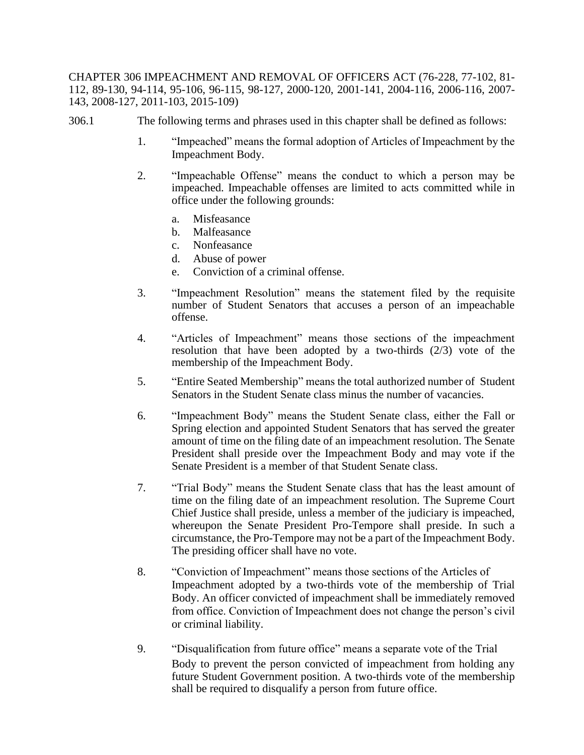CHAPTER 306 IMPEACHMENT AND REMOVAL OF OFFICERS ACT (76-228, 77-102, 81-112, 89-130, 94-114, 95-106, 96-115, 98-127, 2000-120, 2001-141, 2004-116, 2006-116, 2007-143, 2008-127, 2011-103, 2015-109)

306.1 The following terms and phrases used in this chapter shall be defined as follows:

1. "Impeached" means the formal adoption of Articles of Impeachment by the Impeachment Body.

2. "Impeachable Offense" means the conduct to which a person may be impeached. Impeachable offenses are limited to acts committed while in office under the following grounds:

   a. Misfeasance
   b. Malfeasance
   c. Nonfeasance
   d. Abuse of power
   e. Conviction of a criminal offense.

3. "Impeachment Resolution" means the statement filed by the requisite number of Student Senators that accuses a person of an impeachable offense.

4. "Articles of Impeachment" means those sections of the impeachment resolution that have been adopted by a two-thirds (2/3) vote of the membership of the Impeachment Body.

5. "Entire Seated Membership" means the total authorized number of Student Senators in the Student Senate class minus the number of vacancies.

6. "Impeachment Body" means the Student Senate class, either the Fall or Spring election and appointed Student Senators that has served the greater amount of time on the filing date of an impeachment resolution. The Senate President shall preside over the Impeachment Body and may vote if the Senate President is a member of that Student Senate class.

7. "Trial Body" means the Student Senate class that has the least amount of time on the filing date of an impeachment resolution. The Supreme Court Chief Justice shall preside, unless a member of the judiciary is impeached, whereupon the Senate President Pro-Tempore shall preside. In such a circumstance, the Pro-Tempore may not be a part of the Impeachment Body. The presiding officer shall have no vote.

8. "Conviction of Impeachment" means those sections of the Articles of Impeachment adopted by a two-thirds vote of the membership of Trial Body. An officer convicted of impeachment shall be immediately removed from office. Conviction of Impeachment does not change the person's civil or criminal liability.

9. "Disqualification from future office" means a separate vote of the Trial Body to prevent the person convicted of impeachment from holding any future Student Government position. A two-thirds vote of the membership shall be required to disqualify a person from future office.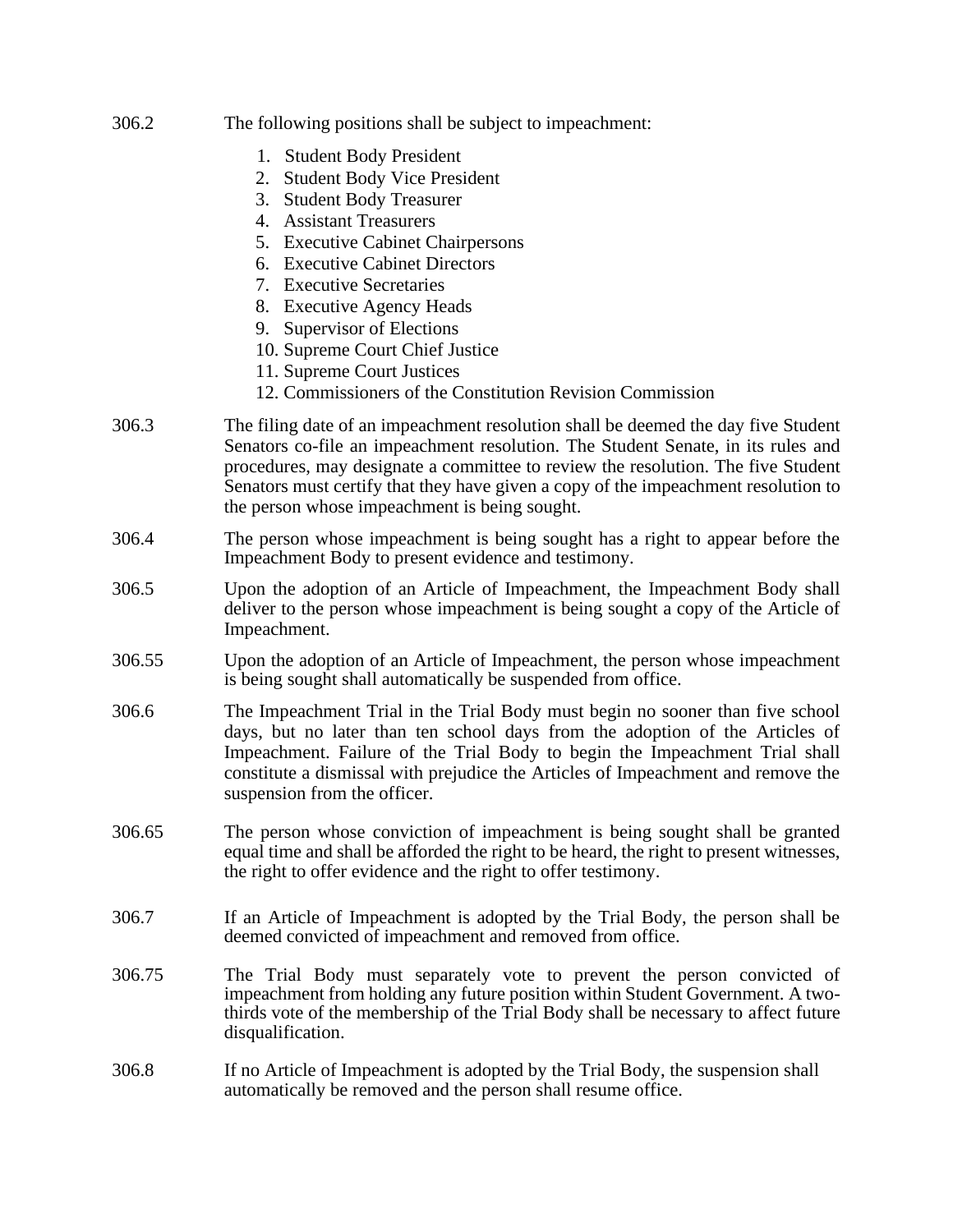306.2 The following positions shall be subject to impeachment:

1. Student Body President
2. Student Body Vice President
3. Student Body Treasurer
4. Assistant Treasurers
5. Executive Cabinet Chairpersons
6. Executive Cabinet Directors
7. Executive Secretaries
8. Executive Agency Heads
9. Supervisor of Elections
10. Supreme Court Chief Justice
11. Supreme Court Justices
12. Commissioners of the Constitution Revision Commission

306.3 The filing date of an impeachment resolution shall be deemed the day five Student Senators co-file an impeachment resolution. The Student Senate, in its rules and procedures, may designate a committee to review the resolution. The five Student Senators must certify that they have given a copy of the impeachment resolution to the person whose impeachment is being sought.

306.4 The person whose impeachment is being sought has a right to appear before the Impeachment Body to present evidence and testimony.

306.5 Upon the adoption of an Article of Impeachment, the Impeachment Body shall deliver to the person whose impeachment is being sought a copy of the Article of Impeachment.

306.55 Upon the adoption of an Article of Impeachment, the person whose impeachment is being sought shall automatically be suspended from office.

306.6 The Impeachment Trial in the Trial Body must begin no sooner than five school days, but no later than ten school days from the adoption of the Articles of Impeachment. Failure of the Trial Body to begin the Impeachment Trial shall constitute a dismissal with prejudice the Articles of Impeachment and remove the suspension from the officer.

306.65 The person whose conviction of impeachment is being sought shall be granted equal time and shall be afforded the right to be heard, the right to present witnesses, the right to offer evidence and the right to offer testimony.

306.7 If an Article of Impeachment is adopted by the Trial Body, the person shall be deemed convicted of impeachment and removed from office.

306.75 The Trial Body must separately vote to prevent the person convicted of impeachment from holding any future position within Student Government. A two-thirds vote of the membership of the Trial Body shall be necessary to affect future disqualification.

306.8 If no Article of Impeachment is adopted by the Trial Body, the suspension shall automatically be removed and the person shall resume office.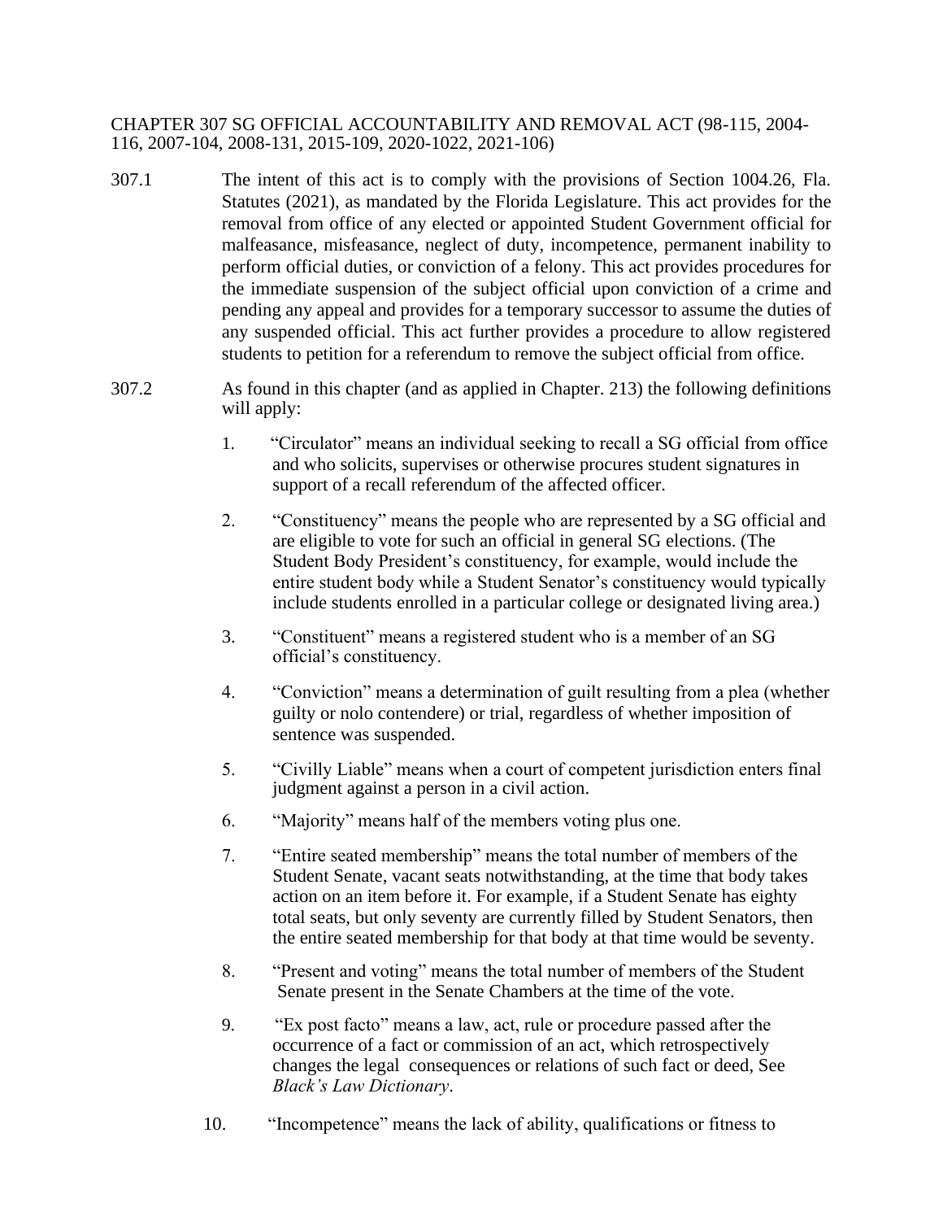CHAPTER 307 SG OFFICIAL ACCOUNTABILITY AND REMOVAL ACT (98-115, 2004-116, 2007-104, 2008-131, 2015-109, 2020-1022, 2021-106)

307.1 The intent of this act is to comply with the provisions of Section 1004.26, Fla. Statutes (2021), as mandated by the Florida Legislature. This act provides for the removal from office of any elected or appointed Student Government official for malfeasance, misfeasance, neglect of duty, incompetence, permanent inability to perform official duties, or conviction of a felony. This act provides procedures for the immediate suspension of the subject official upon conviction of a crime and pending any appeal and provides for a temporary successor to assume the duties of any suspended official. This act further provides a procedure to allow registered students to petition for a referendum to remove the subject official from office.

307.2 As found in this chapter (and as applied in Chapter. 213) the following definitions will apply:

1. "Circulator" means an individual seeking to recall a SG official from office and who solicits, supervises or otherwise procures student signatures in support of a recall referendum of the affected officer.
2. "Constituency" means the people who are represented by a SG official and are eligible to vote for such an official in general SG elections. (The Student Body President's constituency, for example, would include the entire student body while a Student Senator's constituency would typically include students enrolled in a particular college or designated living area.)
3. "Constituent" means a registered student who is a member of an SG official's constituency.
4. "Conviction" means a determination of guilt resulting from a plea (whether guilty or nolo contendere) or trial, regardless of whether imposition of sentence was suspended.
5. "Civilly Liable" means when a court of competent jurisdiction enters final judgment against a person in a civil action.
6. "Majority" means half of the members voting plus one.
7. "Entire seated membership" means the total number of members of the Student Senate, vacant seats notwithstanding, at the time that body takes action on an item before it. For example, if a Student Senate has eighty total seats, but only seventy are currently filled by Student Senators, then the entire seated membership for that body at that time would be seventy.
8. "Present and voting" means the total number of members of the Student Senate present in the Senate Chambers at the time of the vote.
9. "Ex post facto" means a law, act, rule or procedure passed after the occurrence of a fact or commission of an act, which retrospectively changes the legal consequences or relations of such fact or deed, See *Black's Law Dictionary*.
10. "Incompetence" means the lack of ability, qualifications or fitness to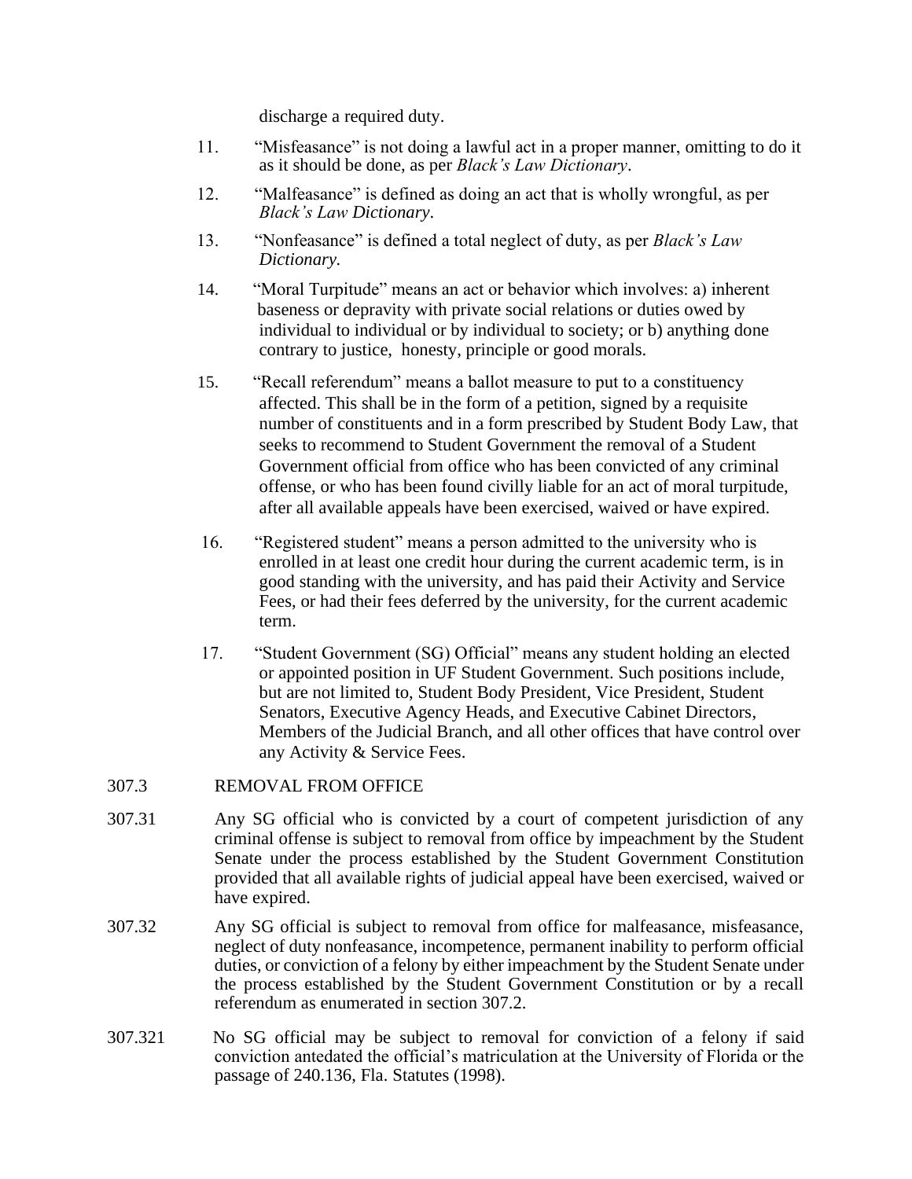discharge a required duty.

11. "Misfeasance" is not doing a lawful act in a proper manner, omitting to do it as it should be done, as per *Black's Law Dictionary*.

12. "Malfeasance" is defined as doing an act that is wholly wrongful, as per *Black's Law Dictionary*.

13. "Nonfeasance" is defined a total neglect of duty, as per *Black's Law Dictionary*.

14. "Moral Turpitude" means an act or behavior which involves: a) inherent baseness or depravity with private social relations or duties owed by individual to individual or by individual to society; or b) anything done contrary to justice, honesty, principle or good morals.

15. "Recall referendum" means a ballot measure to put to a constituency affected. This shall be in the form of a petition, signed by a requisite number of constituents and in a form prescribed by Student Body Law, that seeks to recommend to Student Government the removal of a Student Government official from office who has been convicted of any criminal offense, or who has been found civilly liable for an act of moral turpitude, after all available appeals have been exercised, waived or have expired.

16. "Registered student" means a person admitted to the university who is enrolled in at least one credit hour during the current academic term, is in good standing with the university, and has paid their Activity and Service Fees, or had their fees deferred by the university, for the current academic term.

17. "Student Government (SG) Official" means any student holding an elected or appointed position in UF Student Government. Such positions include, but are not limited to, Student Body President, Vice President, Student Senators, Executive Agency Heads, and Executive Cabinet Directors, Members of the Judicial Branch, and all other offices that have control over any Activity & Service Fees.

307.3 REMOVAL FROM OFFICE

307.31 Any SG official who is convicted by a court of competent jurisdiction of any criminal offense is subject to removal from office by impeachment by the Student Senate under the process established by the Student Government Constitution provided that all available rights of judicial appeal have been exercised, waived or have expired.

307.32 Any SG official is subject to removal from office for malfeasance, misfeasance, neglect of duty nonfeasance, incompetence, permanent inability to perform official duties, or conviction of a felony by either impeachment by the Student Senate under the process established by the Student Government Constitution or by a recall referendum as enumerated in section 307.2.

307.321 No SG official may be subject to removal for conviction of a felony if said conviction antedated the official's matriculation at the University of Florida or the passage of 240.136, Fla. Statutes (1998).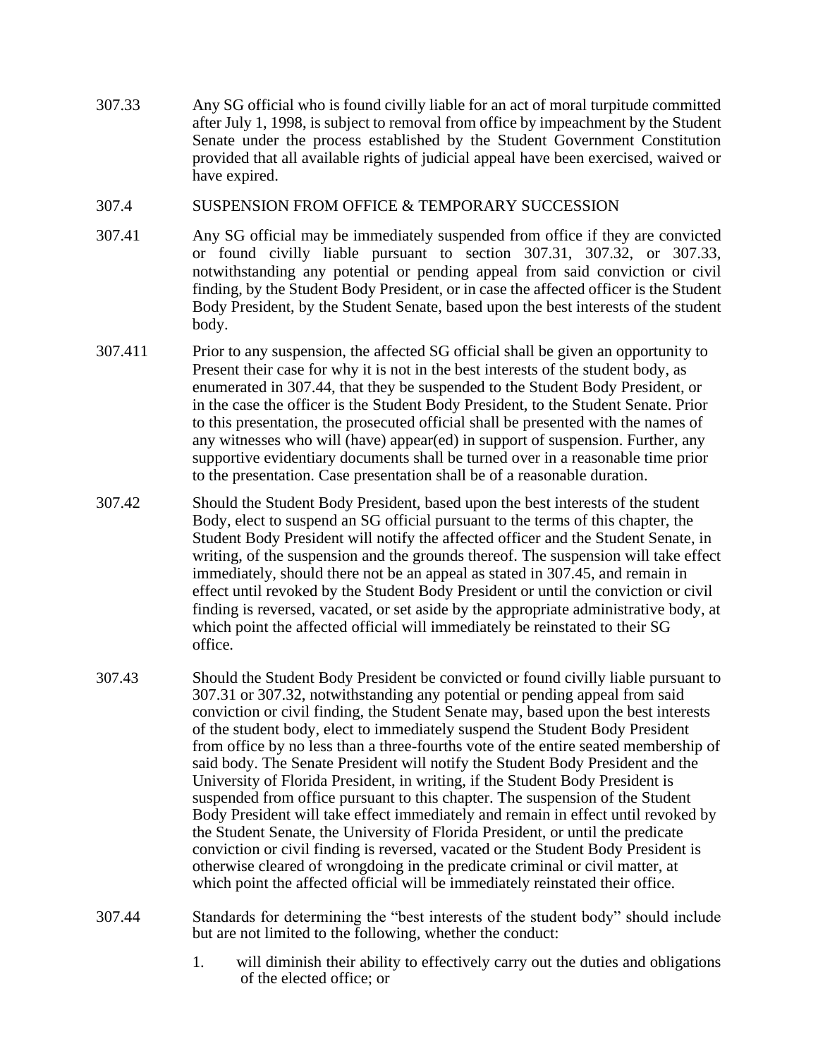307.33 Any SG official who is found civilly liable for an act of moral turpitude committed after July 1, 1998, is subject to removal from office by impeachment by the Student Senate under the process established by the Student Government Constitution provided that all available rights of judicial appeal have been exercised, waived or have expired.

307.4 SUSPENSION FROM OFFICE & TEMPORARY SUCCESSION

307.41 Any SG official may be immediately suspended from office if they are convicted or found civilly liable pursuant to section 307.31, 307.32, or 307.33, notwithstanding any potential or pending appeal from said conviction or civil finding, by the Student Body President, or in case the affected officer is the Student Body President, by the Student Senate, based upon the best interests of the student body.

307.411 Prior to any suspension, the affected SG official shall be given an opportunity to Present their case for why it is not in the best interests of the student body, as enumerated in 307.44, that they be suspended to the Student Body President, or in the case the officer is the Student Body President, to the Student Senate. Prior to this presentation, the prosecuted official shall be presented with the names of any witnesses who will (have) appear(ed) in support of suspension. Further, any supportive evidentiary documents shall be turned over in a reasonable time prior to the presentation. Case presentation shall be of a reasonable duration.

307.42 Should the Student Body President, based upon the best interests of the student Body, elect to suspend an SG official pursuant to the terms of this chapter, the Student Body President will notify the affected officer and the Student Senate, in writing, of the suspension and the grounds thereof. The suspension will take effect immediately, should there not be an appeal as stated in 307.45, and remain in effect until revoked by the Student Body President or until the conviction or civil finding is reversed, vacated, or set aside by the appropriate administrative body, at which point the affected official will immediately be reinstated to their SG office.

307.43 Should the Student Body President be convicted or found civilly liable pursuant to 307.31 or 307.32, notwithstanding any potential or pending appeal from said conviction or civil finding, the Student Senate may, based upon the best interests of the student body, elect to immediately suspend the Student Body President from office by no less than a three-fourths vote of the entire seated membership of said body. The Senate President will notify the Student Body President and the University of Florida President, in writing, if the Student Body President is suspended from office pursuant to this chapter. The suspension of the Student Body President will take effect immediately and remain in effect until revoked by the Student Senate, the University of Florida President, or until the predicate conviction or civil finding is reversed, vacated or the Student Body President is otherwise cleared of wrongdoing in the predicate criminal or civil matter, at which point the affected official will be immediately reinstated their office.

307.44 Standards for determining the "best interests of the student body" should include but are not limited to the following, whether the conduct:

1. will diminish their ability to effectively carry out the duties and obligations of the elected office; or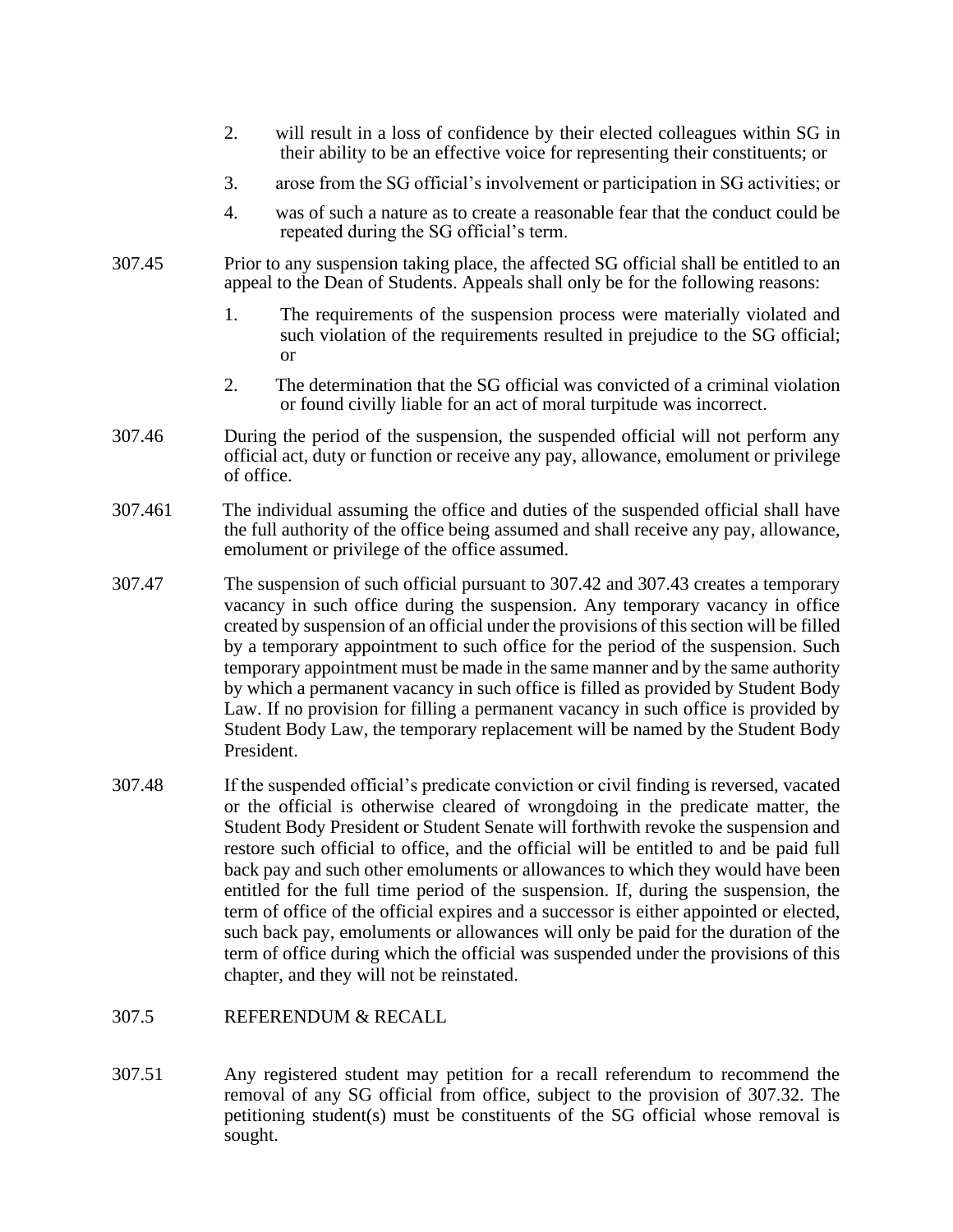2. will result in a loss of confidence by their elected colleagues within SG in their ability to be an effective voice for representing their constituents; or

3. arose from the SG official's involvement or participation in SG activities; or

4. was of such a nature as to create a reasonable fear that the conduct could be repeated during the SG official's term.

307.45 Prior to any suspension taking place, the affected SG official shall be entitled to an appeal to the Dean of Students. Appeals shall only be for the following reasons:

1. The requirements of the suspension process were materially violated and such violation of the requirements resulted in prejudice to the SG official; or

2. The determination that the SG official was convicted of a criminal violation or found civilly liable for an act of moral turpitude was incorrect.

307.46 During the period of the suspension, the suspended official will not perform any official act, duty or function or receive any pay, allowance, emolument or privilege of office.

307.461 The individual assuming the office and duties of the suspended official shall have the full authority of the office being assumed and shall receive any pay, allowance, emolument or privilege of the office assumed.

307.47 The suspension of such official pursuant to 307.42 and 307.43 creates a temporary vacancy in such office during the suspension. Any temporary vacancy in office created by suspension of an official under the provisions of this section will be filled by a temporary appointment to such office for the period of the suspension. Such temporary appointment must be made in the same manner and by the same authority by which a permanent vacancy in such office is filled as provided by Student Body Law. If no provision for filling a permanent vacancy in such office is provided by Student Body Law, the temporary replacement will be named by the Student Body President.

307.48 If the suspended official's predicate conviction or civil finding is reversed, vacated or the official is otherwise cleared of wrongdoing in the predicate matter, the Student Body President or Student Senate will forthwith revoke the suspension and restore such official to office, and the official will be entitled to and be paid full back pay and such other emoluments or allowances to which they would have been entitled for the full time period of the suspension. If, during the suspension, the term of office of the official expires and a successor is either appointed or elected, such back pay, emoluments or allowances will only be paid for the duration of the term of office during which the official was suspended under the provisions of this chapter, and they will not be reinstated.

## 307.5 REFERENDUM & RECALL

307.51 Any registered student may petition for a recall referendum to recommend the removal of any SG official from office, subject to the provision of 307.32. The petitioning student(s) must be constituents of the SG official whose removal is sought.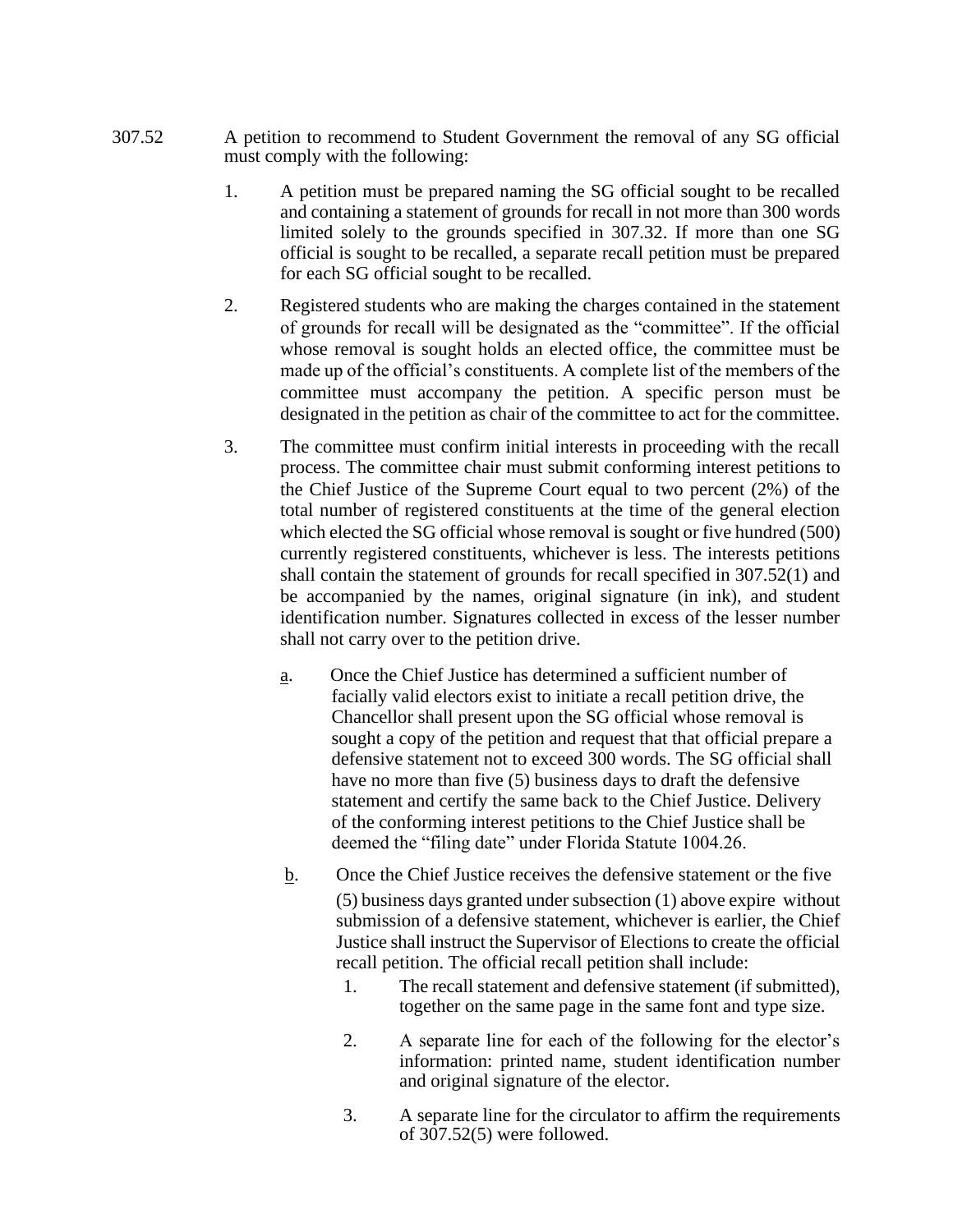307.52 A petition to recommend to Student Government the removal of any SG official must comply with the following:

1. A petition must be prepared naming the SG official sought to be recalled and containing a statement of grounds for recall in not more than 300 words limited solely to the grounds specified in 307.32. If more than one SG official is sought to be recalled, a separate recall petition must be prepared for each SG official sought to be recalled.

2. Registered students who are making the charges contained in the statement of grounds for recall will be designated as the "committee". If the official whose removal is sought holds an elected office, the committee must be made up of the official's constituents. A complete list of the members of the committee must accompany the petition. A specific person must be designated in the petition as chair of the committee to act for the committee.

3. The committee must confirm initial interests in proceeding with the recall process. The committee chair must submit conforming interest petitions to the Chief Justice of the Supreme Court equal to two percent (2%) of the total number of registered constituents at the time of the general election which elected the SG official whose removal is sought or five hundred (500) currently registered constituents, whichever is less. The interests petitions shall contain the statement of grounds for recall specified in 307.52(1) and be accompanied by the names, original signature (in ink), and student identification number. Signatures collected in excess of the lesser number shall not carry over to the petition drive.

   a. Once the Chief Justice has determined a sufficient number of facially valid electors exist to initiate a recall petition drive, the Chancellor shall present upon the SG official whose removal is sought a copy of the petition and request that that official prepare a defensive statement not to exceed 300 words. The SG official shall have no more than five (5) business days to draft the defensive statement and certify the same back to the Chief Justice. Delivery of the conforming interest petitions to the Chief Justice shall be deemed the "filing date" under Florida Statute 1004.26.

   b. Once the Chief Justice receives the defensive statement or the five (5) business days granted under subsection (1) above expire without submission of a defensive statement, whichever is earlier, the Chief Justice shall instruct the Supervisor of Elections to create the official recall petition. The official recall petition shall include:

      1. The recall statement and defensive statement (if submitted), together on the same page in the same font and type size.

      2. A separate line for each of the following for the elector's information: printed name, student identification number and original signature of the elector.

      3. A separate line for the circulator to affirm the requirements of 307.52(5) were followed.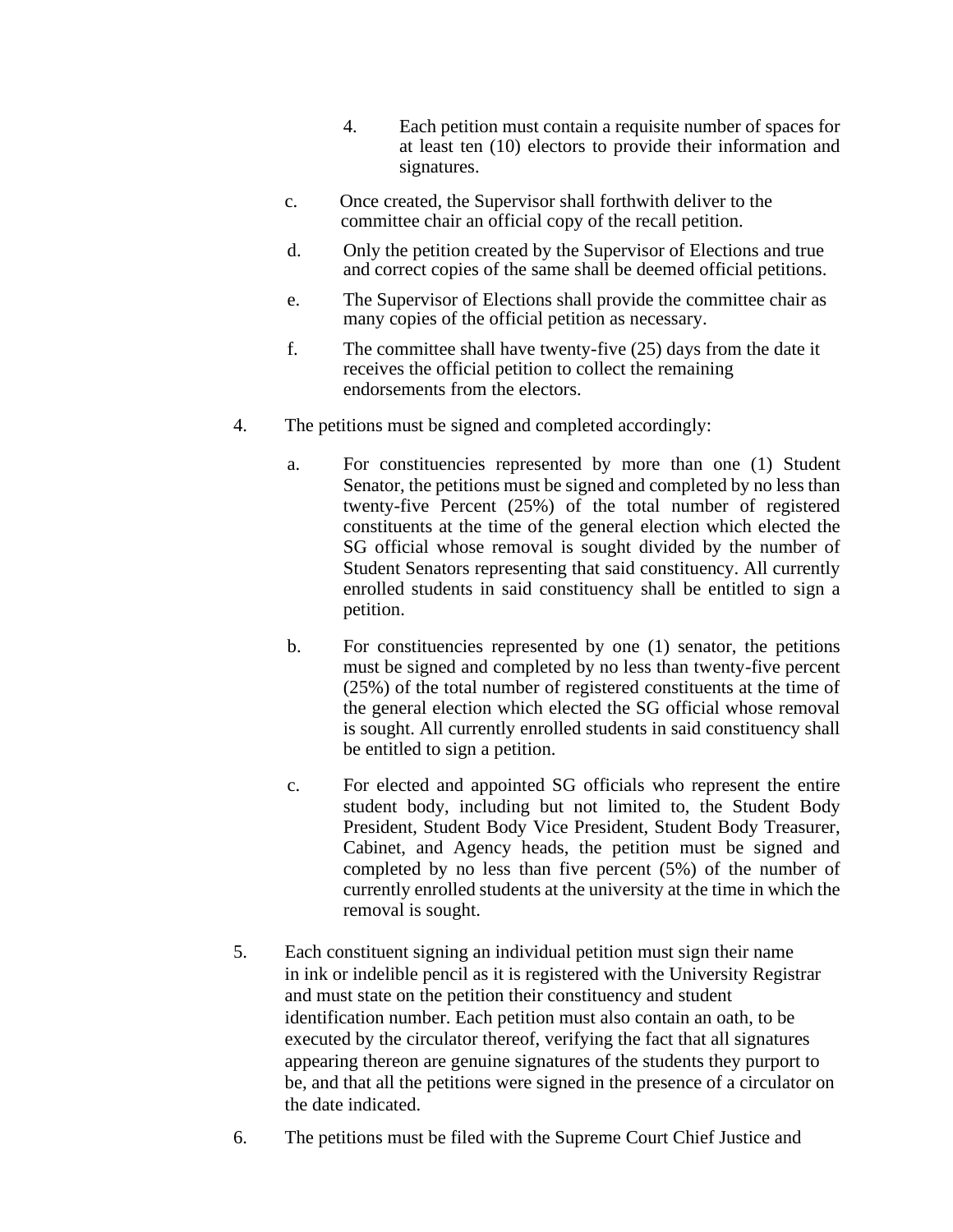4. Each petition must contain a requisite number of spaces for at least ten (10) electors to provide their information and signatures.

c. Once created, the Supervisor shall forthwith deliver to the committee chair an official copy of the recall petition.

d. Only the petition created by the Supervisor of Elections and true and correct copies of the same shall be deemed official petitions.

e. The Supervisor of Elections shall provide the committee chair as many copies of the official petition as necessary.

f. The committee shall have twenty-five (25) days from the date it receives the official petition to collect the remaining endorsements from the electors.

4. The petitions must be signed and completed accordingly:

a. For constituencies represented by more than one (1) Student Senator, the petitions must be signed and completed by no less than twenty-five Percent (25%) of the total number of registered constituents at the time of the general election which elected the SG official whose removal is sought divided by the number of Student Senators representing that said constituency. All currently enrolled students in said constituency shall be entitled to sign a petition.

b. For constituencies represented by one (1) senator, the petitions must be signed and completed by no less than twenty-five percent (25%) of the total number of registered constituents at the time of the general election which elected the SG official whose removal is sought. All currently enrolled students in said constituency shall be entitled to sign a petition.

c. For elected and appointed SG officials who represent the entire student body, including but not limited to, the Student Body President, Student Body Vice President, Student Body Treasurer, Cabinet, and Agency heads, the petition must be signed and completed by no less than five percent (5%) of the number of currently enrolled students at the university at the time in which the removal is sought.

5. Each constituent signing an individual petition must sign their name in ink or indelible pencil as it is registered with the University Registrar and must state on the petition their constituency and student identification number. Each petition must also contain an oath, to be executed by the circulator thereof, verifying the fact that all signatures appearing thereon are genuine signatures of the students they purport to be, and that all the petitions were signed in the presence of a circulator on the date indicated.

6. The petitions must be filed with the Supreme Court Chief Justice and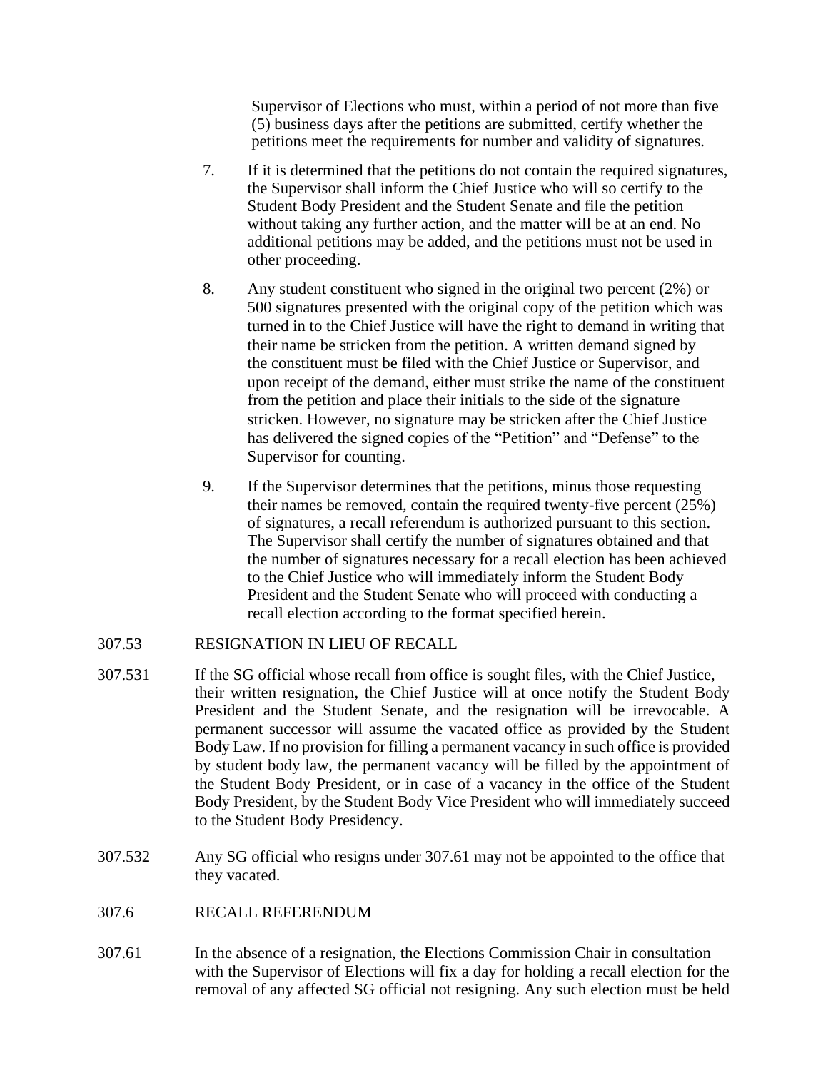Supervisor of Elections who must, within a period of not more than five (5) business days after the petitions are submitted, certify whether the petitions meet the requirements for number and validity of signatures.

7. If it is determined that the petitions do not contain the required signatures, the Supervisor shall inform the Chief Justice who will so certify to the Student Body President and the Student Senate and file the petition without taking any further action, and the matter will be at an end. No additional petitions may be added, and the petitions must not be used in other proceeding.

8. Any student constituent who signed in the original two percent (2%) or 500 signatures presented with the original copy of the petition which was turned in to the Chief Justice will have the right to demand in writing that their name be stricken from the petition. A written demand signed by the constituent must be filed with the Chief Justice or Supervisor, and upon receipt of the demand, either must strike the name of the constituent from the petition and place their initials to the side of the signature stricken. However, no signature may be stricken after the Chief Justice has delivered the signed copies of the "Petition" and "Defense" to the Supervisor for counting.

9. If the Supervisor determines that the petitions, minus those requesting their names be removed, contain the required twenty-five percent (25%) of signatures, a recall referendum is authorized pursuant to this section. The Supervisor shall certify the number of signatures obtained and that the number of signatures necessary for a recall election has been achieved to the Chief Justice who will immediately inform the Student Body President and the Student Senate who will proceed with conducting a recall election according to the format specified herein.

307.53 RESIGNATION IN LIEU OF RECALL

307.531 If the SG official whose recall from office is sought files, with the Chief Justice, their written resignation, the Chief Justice will at once notify the Student Body President and the Student Senate, and the resignation will be irrevocable. A permanent successor will assume the vacated office as provided by the Student Body Law. If no provision for filling a permanent vacancy in such office is provided by student body law, the permanent vacancy will be filled by the appointment of the Student Body President, or in case of a vacancy in the office of the Student Body President, by the Student Body Vice President who will immediately succeed to the Student Body Presidency.

307.532 Any SG official who resigns under 307.61 may not be appointed to the office that they vacated.

307.6 RECALL REFERENDUM

307.61 In the absence of a resignation, the Elections Commission Chair in consultation with the Supervisor of Elections will fix a day for holding a recall election for the removal of any affected SG official not resigning. Any such election must be held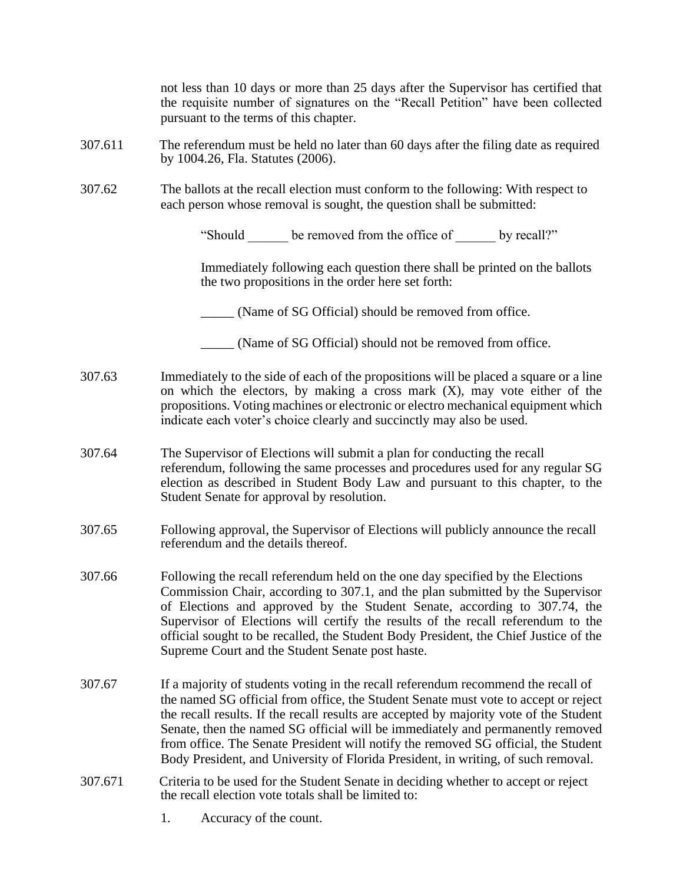not less than 10 days or more than 25 days after the Supervisor has certified that the requisite number of signatures on the "Recall Petition" have been collected pursuant to the terms of this chapter.

307.611 The referendum must be held no later than 60 days after the filing date as required by 1004.26, Fla. Statutes (2006).

307.62 The ballots at the recall election must conform to the following: With respect to each person whose removal is sought, the question shall be submitted:

"Should ______ be removed from the office of ______ by recall?"

Immediately following each question there shall be printed on the ballots the two propositions in the order here set forth:

_____ (Name of SG Official) should be removed from office.

_____ (Name of SG Official) should not be removed from office.

307.63 Immediately to the side of each of the propositions will be placed a square or a line on which the electors, by making a cross mark (X), may vote either of the propositions. Voting machines or electronic or electro mechanical equipment which indicate each voter's choice clearly and succinctly may also be used.

307.64 The Supervisor of Elections will submit a plan for conducting the recall referendum, following the same processes and procedures used for any regular SG election as described in Student Body Law and pursuant to this chapter, to the Student Senate for approval by resolution.

307.65 Following approval, the Supervisor of Elections will publicly announce the recall referendum and the details thereof.

307.66 Following the recall referendum held on the one day specified by the Elections Commission Chair, according to 307.1, and the plan submitted by the Supervisor of Elections and approved by the Student Senate, according to 307.74, the Supervisor of Elections will certify the results of the recall referendum to the official sought to be recalled, the Student Body President, the Chief Justice of the Supreme Court and the Student Senate post haste.

307.67 If a majority of students voting in the recall referendum recommend the recall of the named SG official from office, the Student Senate must vote to accept or reject the recall results. If the recall results are accepted by majority vote of the Student Senate, then the named SG official will be immediately and permanently removed from office. The Senate President will notify the removed SG official, the Student Body President, and University of Florida President, in writing, of such removal.

307.671 Criteria to be used for the Student Senate in deciding whether to accept or reject the recall election vote totals shall be limited to:

1. Accuracy of the count.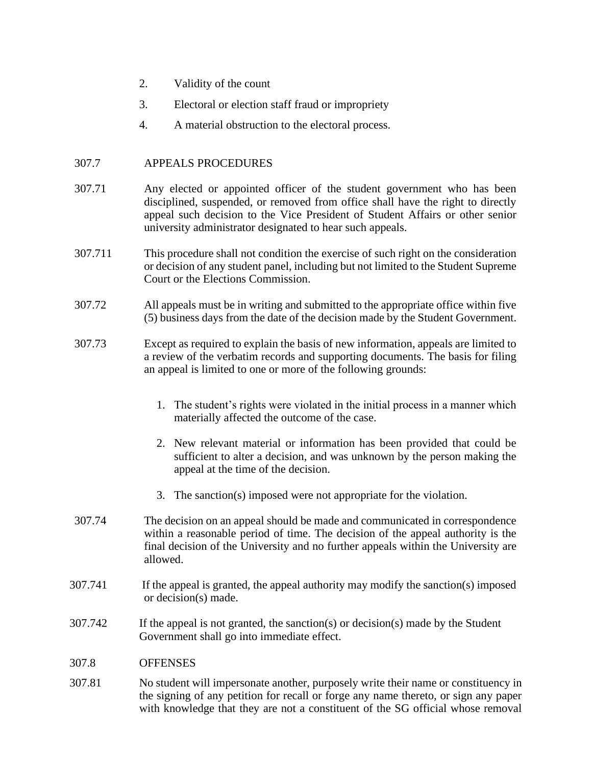2. Validity of the count
3. Electoral or election staff fraud or impropriety
4. A material obstruction to the electoral process.

307.7 APPEALS PROCEDURES

307.71 Any elected or appointed officer of the student government who has been disciplined, suspended, or removed from office shall have the right to directly appeal such decision to the Vice President of Student Affairs or other senior university administrator designated to hear such appeals.

307.711 This procedure shall not condition the exercise of such right on the consideration or decision of any student panel, including but not limited to the Student Supreme Court or the Elections Commission.

307.72 All appeals must be in writing and submitted to the appropriate office within five (5) business days from the date of the decision made by the Student Government.

307.73 Except as required to explain the basis of new information, appeals are limited to a review of the verbatim records and supporting documents. The basis for filing an appeal is limited to one or more of the following grounds:

1. The student's rights were violated in the initial process in a manner which materially affected the outcome of the case.
2. New relevant material or information has been provided that could be sufficient to alter a decision, and was unknown by the person making the appeal at the time of the decision.
3. The sanction(s) imposed were not appropriate for the violation.

307.74 The decision on an appeal should be made and communicated in correspondence within a reasonable period of time. The decision of the appeal authority is the final decision of the University and no further appeals within the University are allowed.

307.741 If the appeal is granted, the appeal authority may modify the sanction(s) imposed or decision(s) made.

307.742 If the appeal is not granted, the sanction(s) or decision(s) made by the Student Government shall go into immediate effect.

307.8 OFFENSES

307.81 No student will impersonate another, purposely write their name or constituency in the signing of any petition for recall or forge any name thereto, or sign any paper with knowledge that they are not a constituent of the SG official whose removal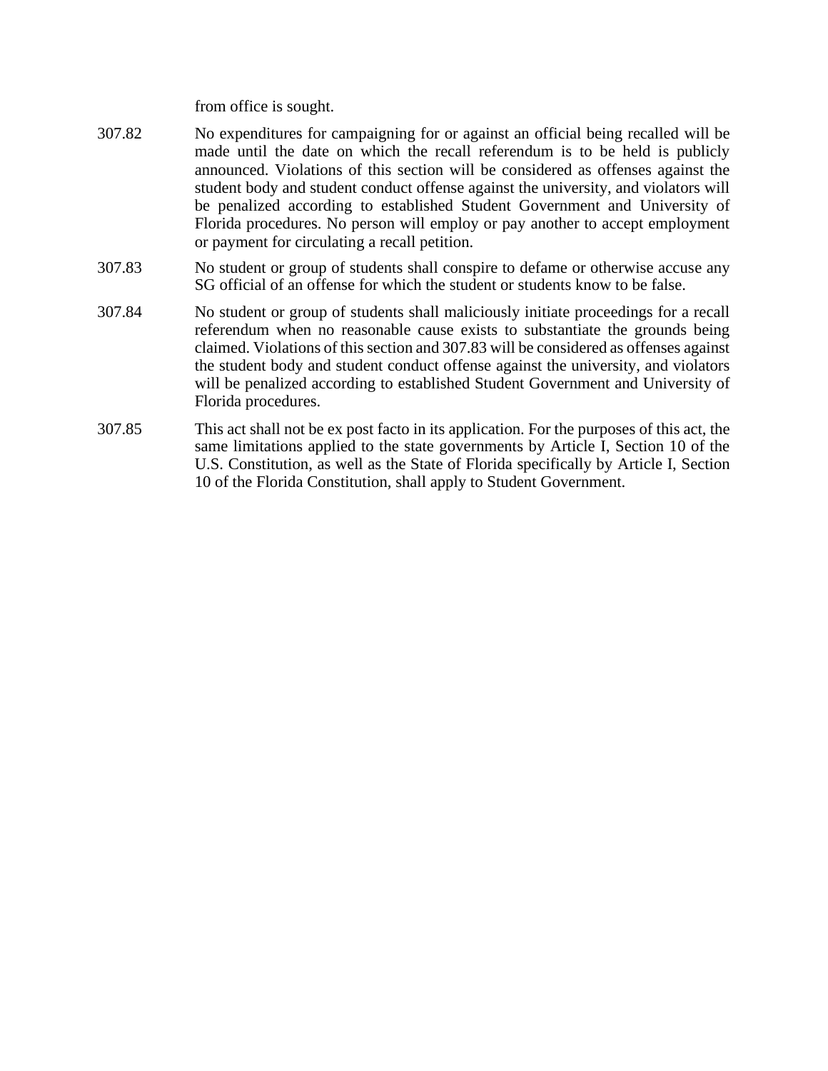from office is sought.

307.82 No expenditures for campaigning for or against an official being recalled will be made until the date on which the recall referendum is to be held is publicly announced. Violations of this section will be considered as offenses against the student body and student conduct offense against the university, and violators will be penalized according to established Student Government and University of Florida procedures. No person will employ or pay another to accept employment or payment for circulating a recall petition.

307.83 No student or group of students shall conspire to defame or otherwise accuse any SG official of an offense for which the student or students know to be false.

307.84 No student or group of students shall maliciously initiate proceedings for a recall referendum when no reasonable cause exists to substantiate the grounds being claimed. Violations of this section and 307.83 will be considered as offenses against the student body and student conduct offense against the university, and violators will be penalized according to established Student Government and University of Florida procedures.

307.85 This act shall not be ex post facto in its application. For the purposes of this act, the same limitations applied to the state governments by Article I, Section 10 of the U.S. Constitution, as well as the State of Florida specifically by Article I, Section 10 of the Florida Constitution, shall apply to Student Government.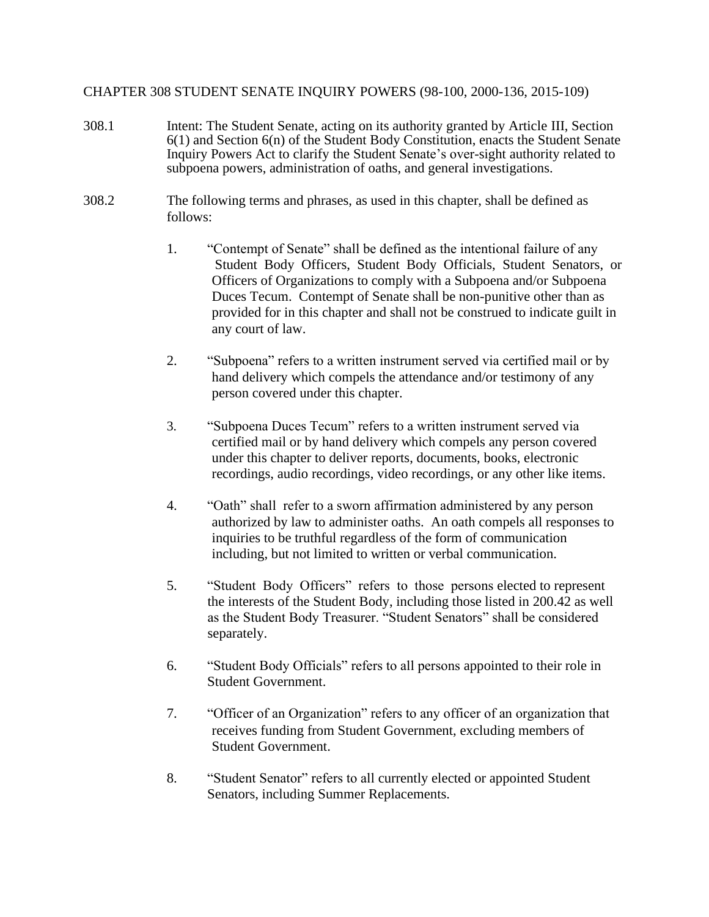CHAPTER 308 STUDENT SENATE INQUIRY POWERS (98-100, 2000-136, 2015-109)

308.1 Intent: The Student Senate, acting on its authority granted by Article III, Section 6(1) and Section 6(n) of the Student Body Constitution, enacts the Student Senate Inquiry Powers Act to clarify the Student Senate's over-sight authority related to subpoena powers, administration of oaths, and general investigations.

308.2 The following terms and phrases, as used in this chapter, shall be defined as follows:

1. "Contempt of Senate" shall be defined as the intentional failure of any Student Body Officers, Student Body Officials, Student Senators, or Officers of Organizations to comply with a Subpoena and/or Subpoena Duces Tecum. Contempt of Senate shall be non-punitive other than as provided for in this chapter and shall not be construed to indicate guilt in any court of law.

2. "Subpoena" refers to a written instrument served via certified mail or by hand delivery which compels the attendance and/or testimony of any person covered under this chapter.

3. "Subpoena Duces Tecum" refers to a written instrument served via certified mail or by hand delivery which compels any person covered under this chapter to deliver reports, documents, books, electronic recordings, audio recordings, video recordings, or any other like items.

4. "Oath" shall refer to a sworn affirmation administered by any person authorized by law to administer oaths. An oath compels all responses to inquiries to be truthful regardless of the form of communication including, but not limited to written or verbal communication.

5. "Student Body Officers" refers to those persons elected to represent the interests of the Student Body, including those listed in 200.42 as well as the Student Body Treasurer. "Student Senators" shall be considered separately.

6. "Student Body Officials" refers to all persons appointed to their role in Student Government.

7. "Officer of an Organization" refers to any officer of an organization that receives funding from Student Government, excluding members of Student Government.

8. "Student Senator" refers to all currently elected or appointed Student Senators, including Summer Replacements.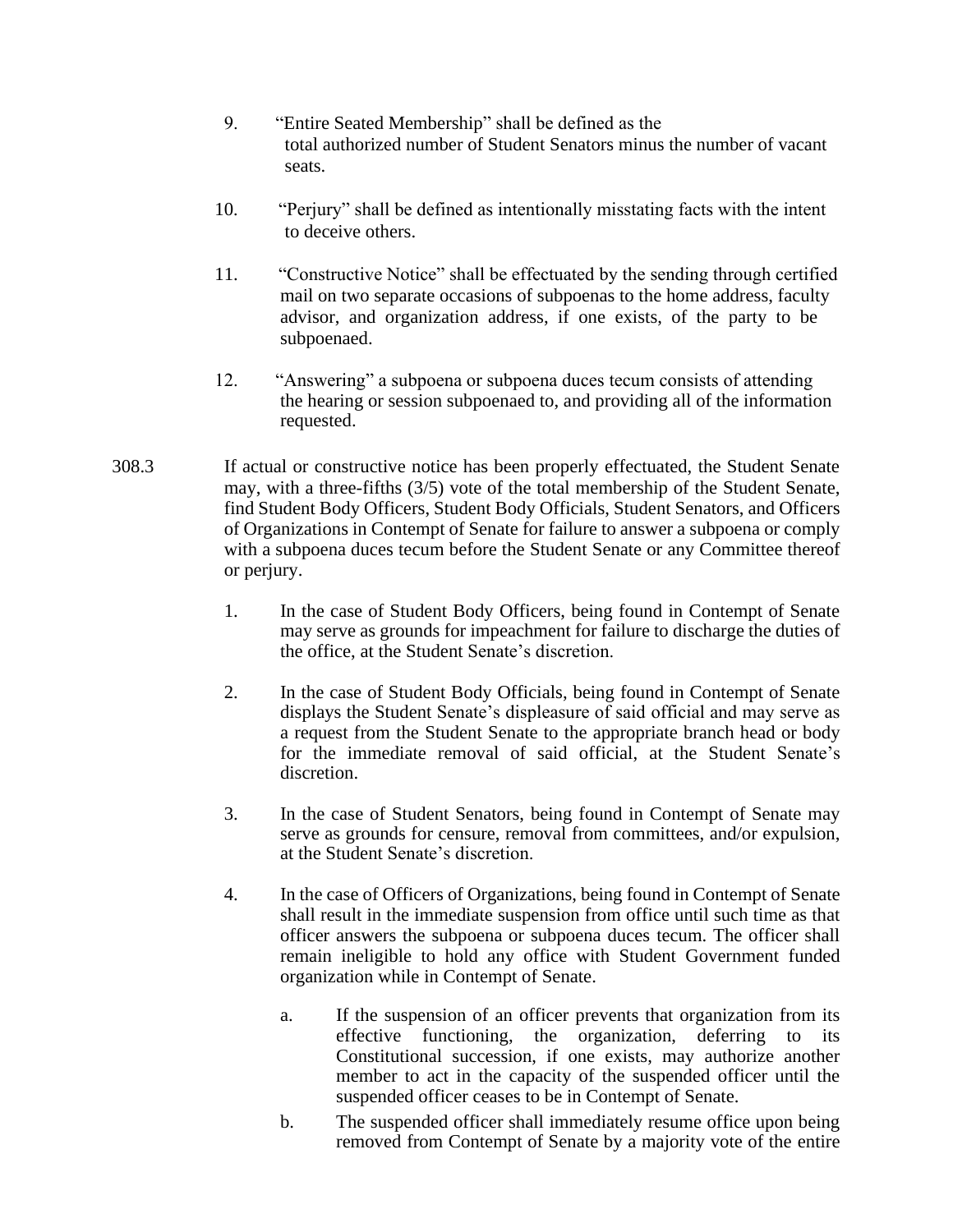9. "Entire Seated Membership" shall be defined as the total authorized number of Student Senators minus the number of vacant seats.

10. "Perjury" shall be defined as intentionally misstating facts with the intent to deceive others.

11. "Constructive Notice" shall be effectuated by the sending through certified mail on two separate occasions of subpoenas to the home address, faculty advisor, and organization address, if one exists, of the party to be subpoenaed.

12. "Answering" a subpoena or subpoena duces tecum consists of attending the hearing or session subpoenaed to, and providing all of the information requested.

308.3 If actual or constructive notice has been properly effectuated, the Student Senate may, with a three-fifths (3/5) vote of the total membership of the Student Senate, find Student Body Officers, Student Body Officials, Student Senators, and Officers of Organizations in Contempt of Senate for failure to answer a subpoena or comply with a subpoena duces tecum before the Student Senate or any Committee thereof or perjury.

1. In the case of Student Body Officers, being found in Contempt of Senate may serve as grounds for impeachment for failure to discharge the duties of the office, at the Student Senate's discretion.

2. In the case of Student Body Officials, being found in Contempt of Senate displays the Student Senate's displeasure of said official and may serve as a request from the Student Senate to the appropriate branch head or body for the immediate removal of said official, at the Student Senate's discretion.

3. In the case of Student Senators, being found in Contempt of Senate may serve as grounds for censure, removal from committees, and/or expulsion, at the Student Senate's discretion.

4. In the case of Officers of Organizations, being found in Contempt of Senate shall result in the immediate suspension from office until such time as that officer answers the subpoena or subpoena duces tecum. The officer shall remain ineligible to hold any office with Student Government funded organization while in Contempt of Senate.

   a. If the suspension of an officer prevents that organization from its effective functioning, the organization, deferring to its Constitutional succession, if one exists, may authorize another member to act in the capacity of the suspended officer until the suspended officer ceases to be in Contempt of Senate.

   b. The suspended officer shall immediately resume office upon being removed from Contempt of Senate by a majority vote of the entire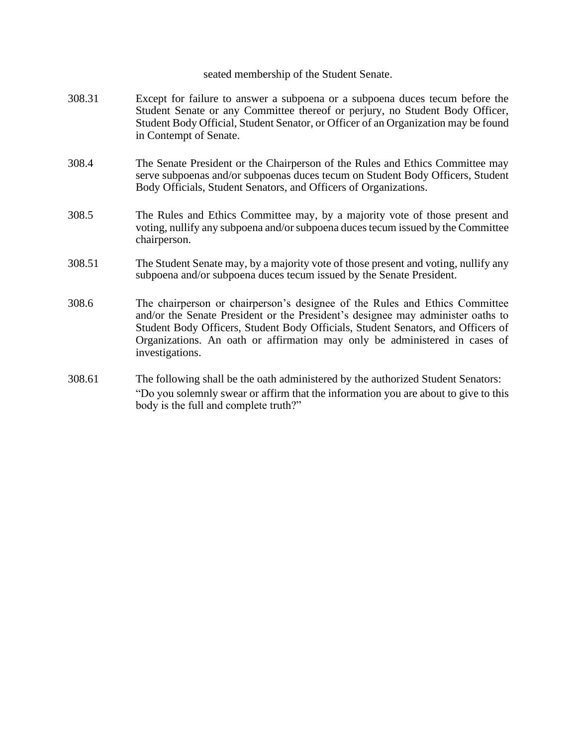seated membership of the Student Senate.

308.31 Except for failure to answer a subpoena or a subpoena duces tecum before the Student Senate or any Committee thereof or perjury, no Student Body Officer, Student Body Official, Student Senator, or Officer of an Organization may be found in Contempt of Senate.

308.4 The Senate President or the Chairperson of the Rules and Ethics Committee may serve subpoenas and/or subpoenas duces tecum on Student Body Officers, Student Body Officials, Student Senators, and Officers of Organizations.

308.5 The Rules and Ethics Committee may, by a majority vote of those present and voting, nullify any subpoena and/or subpoena duces tecum issued by the Committee chairperson.

308.51 The Student Senate may, by a majority vote of those present and voting, nullify any subpoena and/or subpoena duces tecum issued by the Senate President.

308.6 The chairperson or chairperson's designee of the Rules and Ethics Committee and/or the Senate President or the President's designee may administer oaths to Student Body Officers, Student Body Officials, Student Senators, and Officers of Organizations. An oath or affirmation may only be administered in cases of investigations.

308.61 The following shall be the oath administered by the authorized Student Senators:
"Do you solemnly swear or affirm that the information you are about to give to this body is the full and complete truth?"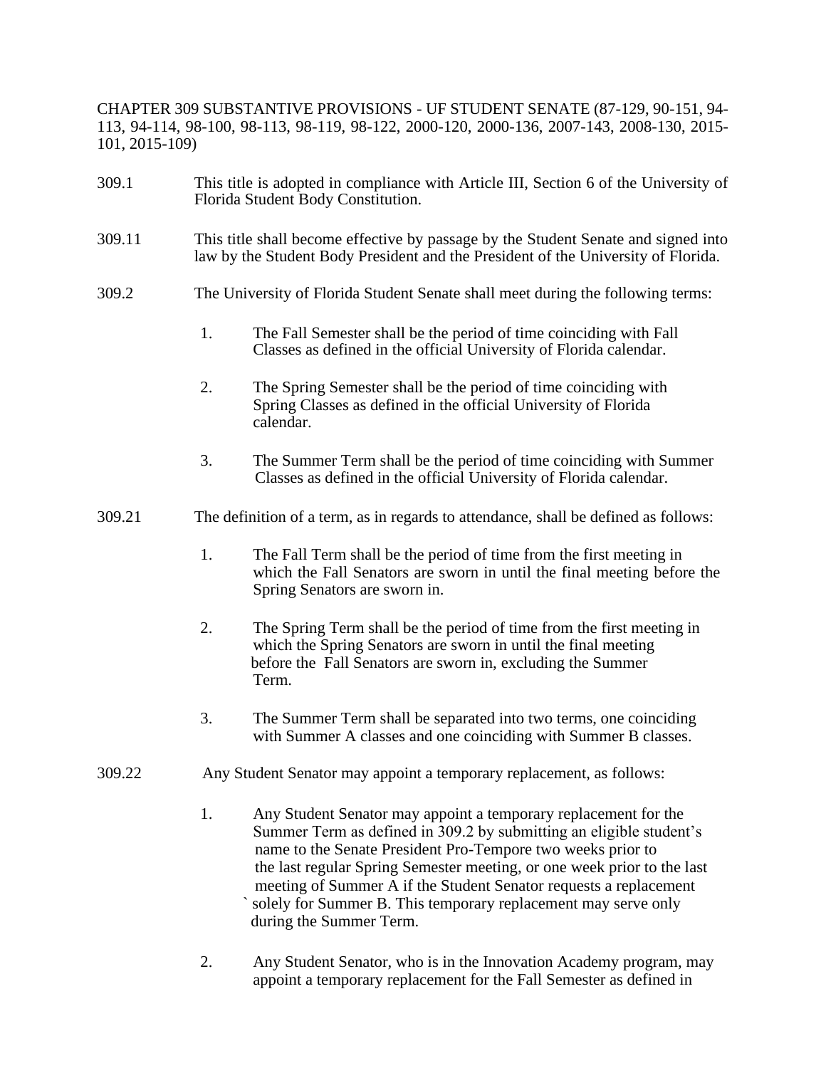CHAPTER 309 SUBSTANTIVE PROVISIONS - UF STUDENT SENATE (87-129, 90-151, 94-113, 94-114, 98-100, 98-113, 98-119, 98-122, 2000-120, 2000-136, 2007-143, 2008-130, 2015-101, 2015-109)

309.1 This title is adopted in compliance with Article III, Section 6 of the University of Florida Student Body Constitution.

309.11 This title shall become effective by passage by the Student Senate and signed into law by the Student Body President and the President of the University of Florida.

309.2 The University of Florida Student Senate shall meet during the following terms:

1. The Fall Semester shall be the period of time coinciding with Fall Classes as defined in the official University of Florida calendar.

2. The Spring Semester shall be the period of time coinciding with Spring Classes as defined in the official University of Florida calendar.

3. The Summer Term shall be the period of time coinciding with Summer Classes as defined in the official University of Florida calendar.

309.21 The definition of a term, as in regards to attendance, shall be defined as follows:

1. The Fall Term shall be the period of time from the first meeting in which the Fall Senators are sworn in until the final meeting before the Spring Senators are sworn in.

2. The Spring Term shall be the period of time from the first meeting in which the Spring Senators are sworn in until the final meeting before the Fall Senators are sworn in, excluding the Summer Term.

3. The Summer Term shall be separated into two terms, one coinciding with Summer A classes and one coinciding with Summer B classes.

309.22 Any Student Senator may appoint a temporary replacement, as follows:

1. Any Student Senator may appoint a temporary replacement for the Summer Term as defined in 309.2 by submitting an eligible student's name to the Senate President Pro-Tempore two weeks prior to the last regular Spring Semester meeting, or one week prior to the last meeting of Summer A if the Student Senator requests a replacement ` solely for Summer B. This temporary replacement may serve only during the Summer Term.

2. Any Student Senator, who is in the Innovation Academy program, may appoint a temporary replacement for the Fall Semester as defined in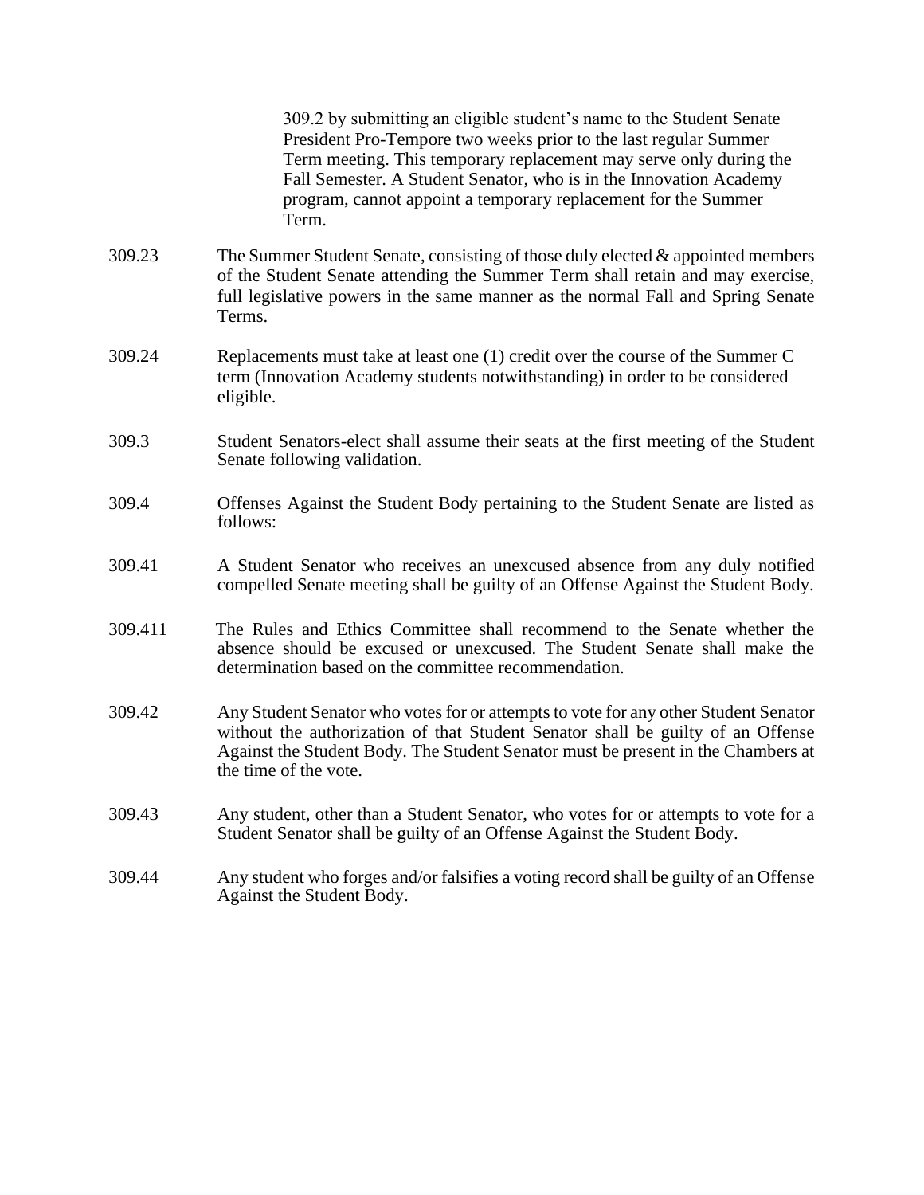309.2 by submitting an eligible student's name to the Student Senate President Pro-Tempore two weeks prior to the last regular Summer Term meeting. This temporary replacement may serve only during the Fall Semester. A Student Senator, who is in the Innovation Academy program, cannot appoint a temporary replacement for the Summer Term.

309.23 The Summer Student Senate, consisting of those duly elected & appointed members of the Student Senate attending the Summer Term shall retain and may exercise, full legislative powers in the same manner as the normal Fall and Spring Senate Terms.

309.24 Replacements must take at least one (1) credit over the course of the Summer C term (Innovation Academy students notwithstanding) in order to be considered eligible.

309.3 Student Senators-elect shall assume their seats at the first meeting of the Student Senate following validation.

309.4 Offenses Against the Student Body pertaining to the Student Senate are listed as follows:

309.41 A Student Senator who receives an unexcused absence from any duly notified compelled Senate meeting shall be guilty of an Offense Against the Student Body.

309.411 The Rules and Ethics Committee shall recommend to the Senate whether the absence should be excused or unexcused. The Student Senate shall make the determination based on the committee recommendation.

309.42 Any Student Senator who votes for or attempts to vote for any other Student Senator without the authorization of that Student Senator shall be guilty of an Offense Against the Student Body. The Student Senator must be present in the Chambers at the time of the vote.

309.43 Any student, other than a Student Senator, who votes for or attempts to vote for a Student Senator shall be guilty of an Offense Against the Student Body.

309.44 Any student who forges and/or falsifies a voting record shall be guilty of an Offense Against the Student Body.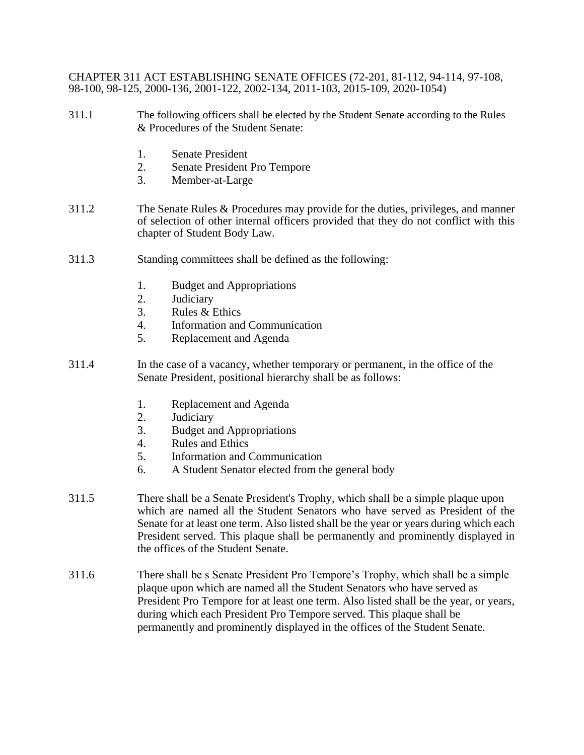CHAPTER 311 ACT ESTABLISHING SENATE OFFICES (72-201, 81-112, 94-114, 97-108, 98-100, 98-125, 2000-136, 2001-122, 2002-134, 2011-103, 2015-109, 2020-1054)

311.1 The following officers shall be elected by the Student Senate according to the Rules & Procedures of the Student Senate:

1. Senate President
2. Senate President Pro Tempore
3. Member-at-Large

311.2 The Senate Rules & Procedures may provide for the duties, privileges, and manner of selection of other internal officers provided that they do not conflict with this chapter of Student Body Law.

311.3 Standing committees shall be defined as the following:

1. Budget and Appropriations
2. Judiciary
3. Rules & Ethics
4. Information and Communication
5. Replacement and Agenda

311.4 In the case of a vacancy, whether temporary or permanent, in the office of the Senate President, positional hierarchy shall be as follows:

1. Replacement and Agenda
2. Judiciary
3. Budget and Appropriations
4. Rules and Ethics
5. Information and Communication
6. A Student Senator elected from the general body

311.5 There shall be a Senate President's Trophy, which shall be a simple plaque upon which are named all the Student Senators who have served as President of the Senate for at least one term. Also listed shall be the year or years during which each President served. This plaque shall be permanently and prominently displayed in the offices of the Student Senate.

311.6 There shall be s Senate President Pro Tempore's Trophy, which shall be a simple plaque upon which are named all the Student Senators who have served as President Pro Tempore for at least one term. Also listed shall be the year, or years, during which each President Pro Tempore served. This plaque shall be permanently and prominently displayed in the offices of the Student Senate.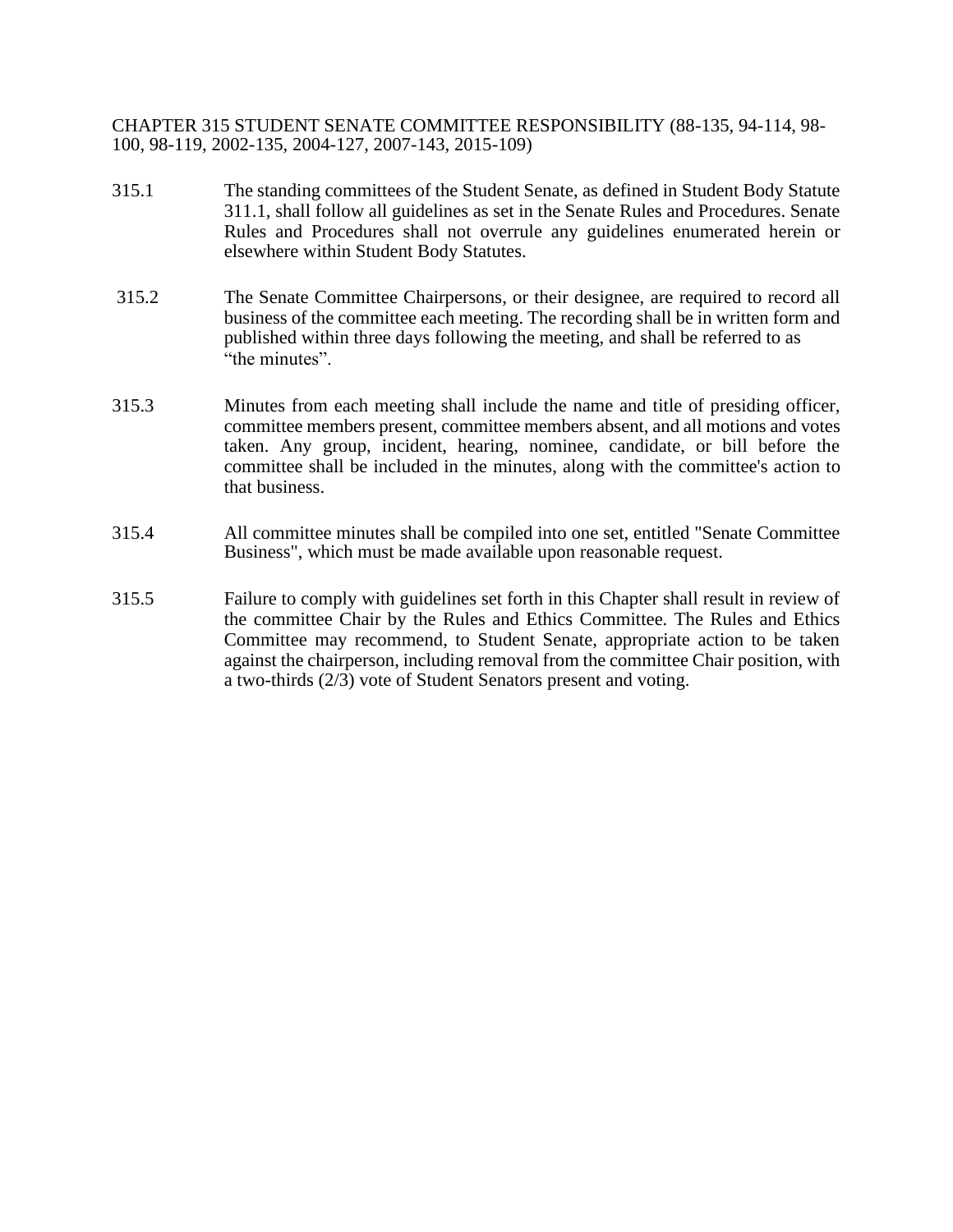# CHAPTER 315 STUDENT SENATE COMMITTEE RESPONSIBILITY (88-135, 94-114, 98-100, 98-119, 2002-135, 2004-127, 2007-143, 2015-109)

315.1 The standing committees of the Student Senate, as defined in Student Body Statute 311.1, shall follow all guidelines as set in the Senate Rules and Procedures. Senate Rules and Procedures shall not overrule any guidelines enumerated herein or elsewhere within Student Body Statutes.

315.2 The Senate Committee Chairpersons, or their designee, are required to record all business of the committee each meeting. The recording shall be in written form and published within three days following the meeting, and shall be referred to as "the minutes".

315.3 Minutes from each meeting shall include the name and title of presiding officer, committee members present, committee members absent, and all motions and votes taken. Any group, incident, hearing, nominee, candidate, or bill before the committee shall be included in the minutes, along with the committee's action to that business.

315.4 All committee minutes shall be compiled into one set, entitled "Senate Committee Business", which must be made available upon reasonable request.

315.5 Failure to comply with guidelines set forth in this Chapter shall result in review of the committee Chair by the Rules and Ethics Committee. The Rules and Ethics Committee may recommend, to Student Senate, appropriate action to be taken against the chairperson, including removal from the committee Chair position, with a two-thirds (2/3) vote of Student Senators present and voting.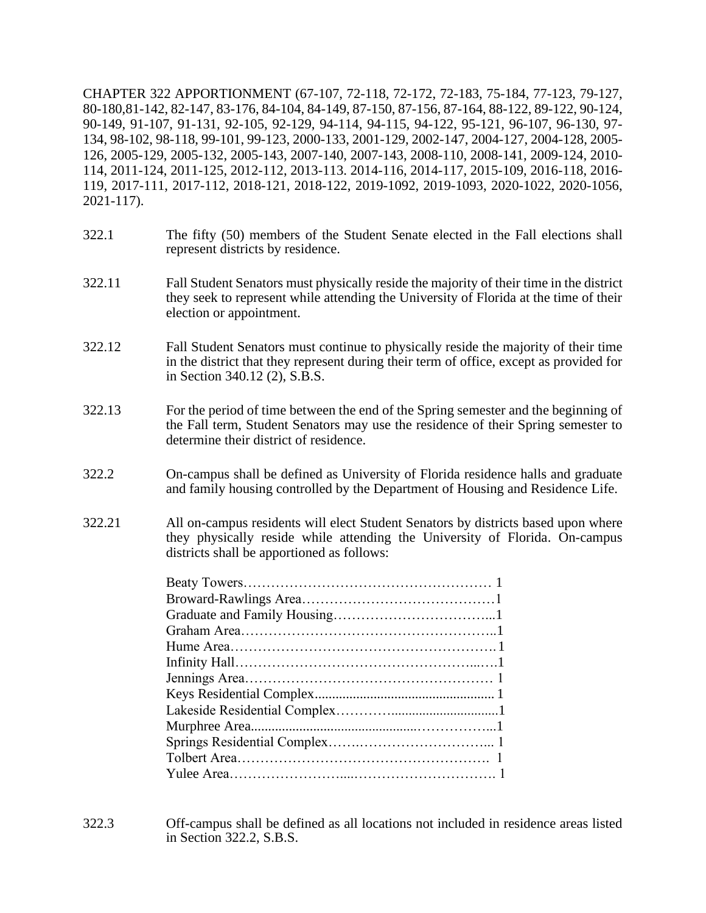CHAPTER 322 APPORTIONMENT (67-107, 72-118, 72-172, 72-183, 75-184, 77-123, 79-127, 80-180,81-142, 82-147, 83-176, 84-104, 84-149, 87-150, 87-156, 87-164, 88-122, 89-122, 90-124, 90-149, 91-107, 91-131, 92-105, 92-129, 94-114, 94-115, 94-122, 95-121, 96-107, 96-130, 97-134, 98-102, 98-118, 99-101, 99-123, 2000-133, 2001-129, 2002-147, 2004-127, 2004-128, 2005-126, 2005-129, 2005-132, 2005-143, 2007-140, 2007-143, 2008-110, 2008-141, 2009-124, 2010-114, 2011-124, 2011-125, 2012-112, 2013-113. 2014-116, 2014-117, 2015-109, 2016-118, 2016-119, 2017-111, 2017-112, 2018-121, 2018-122, 2019-1092, 2019-1093, 2020-1022, 2020-1056, 2021-117).

322.1 The fifty (50) members of the Student Senate elected in the Fall elections shall represent districts by residence.

322.11 Fall Student Senators must physically reside the majority of their time in the district they seek to represent while attending the University of Florida at the time of their election or appointment.

322.12 Fall Student Senators must continue to physically reside the majority of their time in the district that they represent during their term of office, except as provided for in Section 340.12 (2), S.B.S.

322.13 For the period of time between the end of the Spring semester and the beginning of the Fall term, Student Senators may use the residence of their Spring semester to determine their district of residence.

322.2 On-campus shall be defined as University of Florida residence halls and graduate and family housing controlled by the Department of Housing and Residence Life.

322.21 All on-campus residents will elect Student Senators by districts based upon where they physically reside while attending the University of Florida. On-campus districts shall be apportioned as follows:

Beaty Towers……………………………………………… 1
Broward-Rawlings Area……………………………………1
Graduate and Family Housing……………………………...1
Graham Area………………………………………………..1
Hume Area…………………………………………………. 1
Infinity Hall………………………………………….....…1
Jennings Area……………………………………………… 1
Keys Residential Complex.................................................. 1
Lakeside Residential Complex…………..............................1
Murphree Area...............................................……………...1
Springs Residential Complex…….………………………... 1
Tolbert Area………………………………………………. 1
Yulee Area……………………....…………………………. 1

322.3 Off-campus shall be defined as all locations not included in residence areas listed in Section 322.2, S.B.S.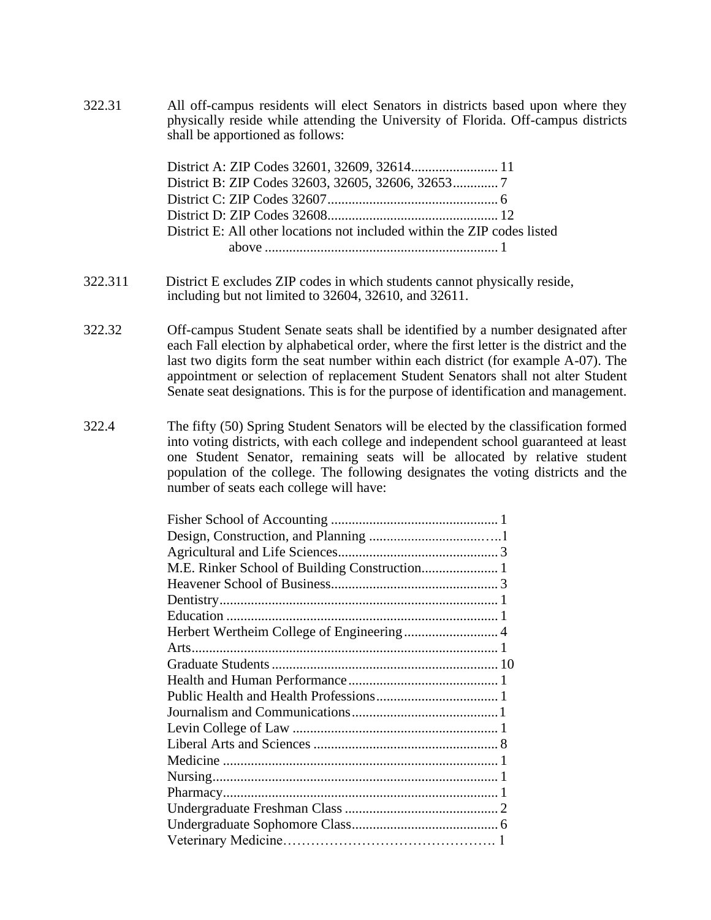322.31 All off-campus residents will elect Senators in districts based upon where they physically reside while attending the University of Florida. Off-campus districts shall be apportioned as follows:

District A: ZIP Codes 32601, 32609, 32614......................... 11
District B: ZIP Codes 32603, 32605, 32606, 32653............. 7
District C: ZIP Codes 32607................................................. 6
District D: ZIP Codes 32608................................................. 12
District E: All other locations not included within the ZIP codes listed above .................................................................. 1

322.311 District E excludes ZIP codes in which students cannot physically reside, including but not limited to 32604, 32610, and 32611.

322.32 Off-campus Student Senate seats shall be identified by a number designated after each Fall election by alphabetical order, where the first letter is the district and the last two digits form the seat number within each district (for example A-07). The appointment or selection of replacement Student Senators shall not alter Student Senate seat designations. This is for the purpose of identification and management.

322.4 The fifty (50) Spring Student Senators will be elected by the classification formed into voting districts, with each college and independent school guaranteed at least one Student Senator, remaining seats will be allocated by relative student population of the college. The following designates the voting districts and the number of seats each college will have:

Fisher School of Accounting ................................................ 1
Design, Construction, and Planning ...................................….1
Agricultural and Life Sciences.............................................. 3
M.E. Rinker School of Building Construction...................... 1
Heavener School of Business................................................ 3
Dentistry................................................................................ 1
Education .............................................................................. 1
Herbert Wertheim College of Engineering........................... 4
Arts........................................................................................ 1
Graduate Students ................................................................. 10
Health and Human Performance........................................... 1
Public Health and Health Professions................................... 1
Journalism and Communications..........................................1
Levin College of Law ........................................................... 1
Liberal Arts and Sciences ..................................................... 8
Medicine ............................................................................... 1
Nursing.................................................................................. 1
Pharmacy............................................................................... 1
Undergraduate Freshman Class ............................................ 2
Undergraduate Sophomore Class.......................................... 6
Veterinary Medicine………………………………………. 1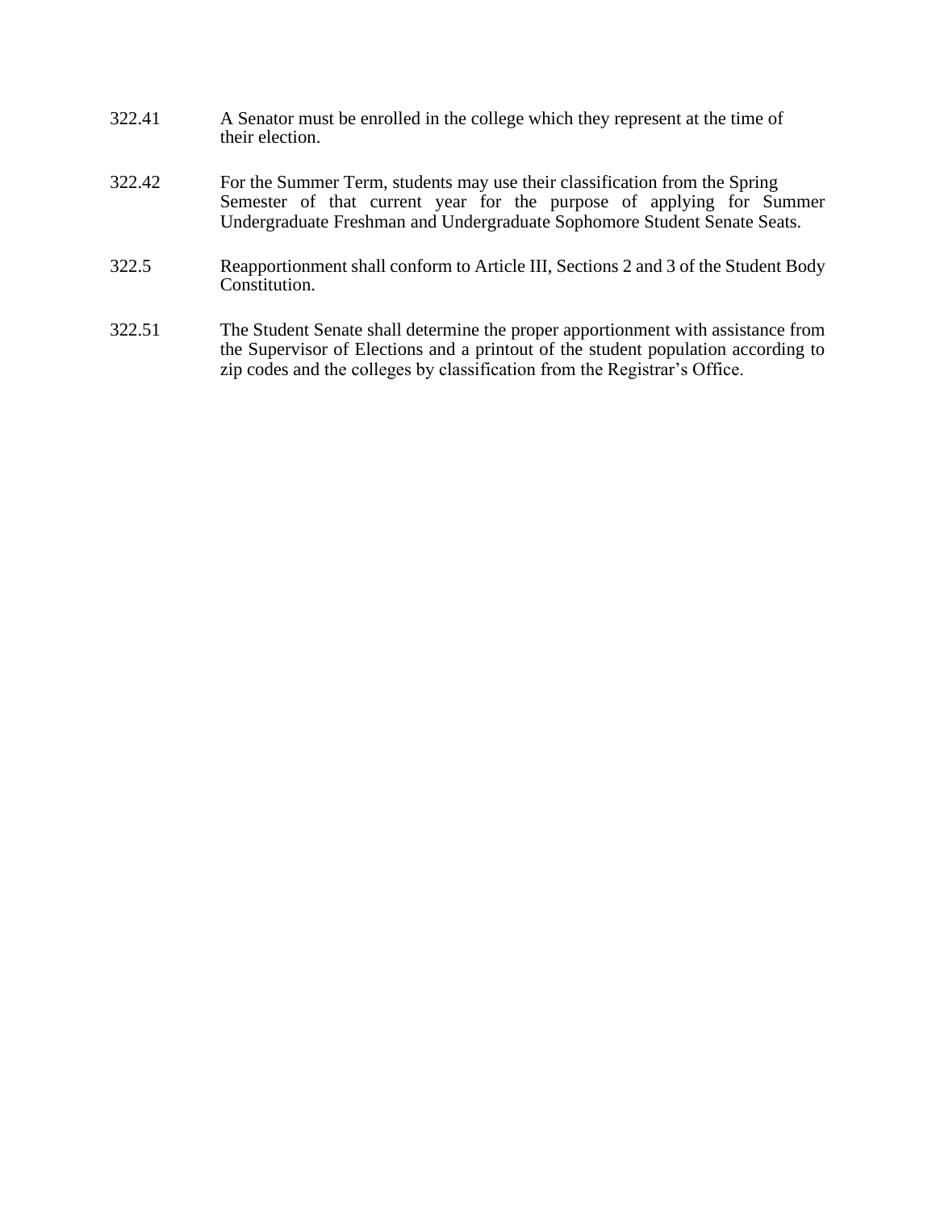322.41 A Senator must be enrolled in the college which they represent at the time of their election.

322.42 For the Summer Term, students may use their classification from the Spring Semester of that current year for the purpose of applying for Summer Undergraduate Freshman and Undergraduate Sophomore Student Senate Seats.

322.5 Reapportionment shall conform to Article III, Sections 2 and 3 of the Student Body Constitution.

322.51 The Student Senate shall determine the proper apportionment with assistance from the Supervisor of Elections and a printout of the student population according to zip codes and the colleges by classification from the Registrar's Office.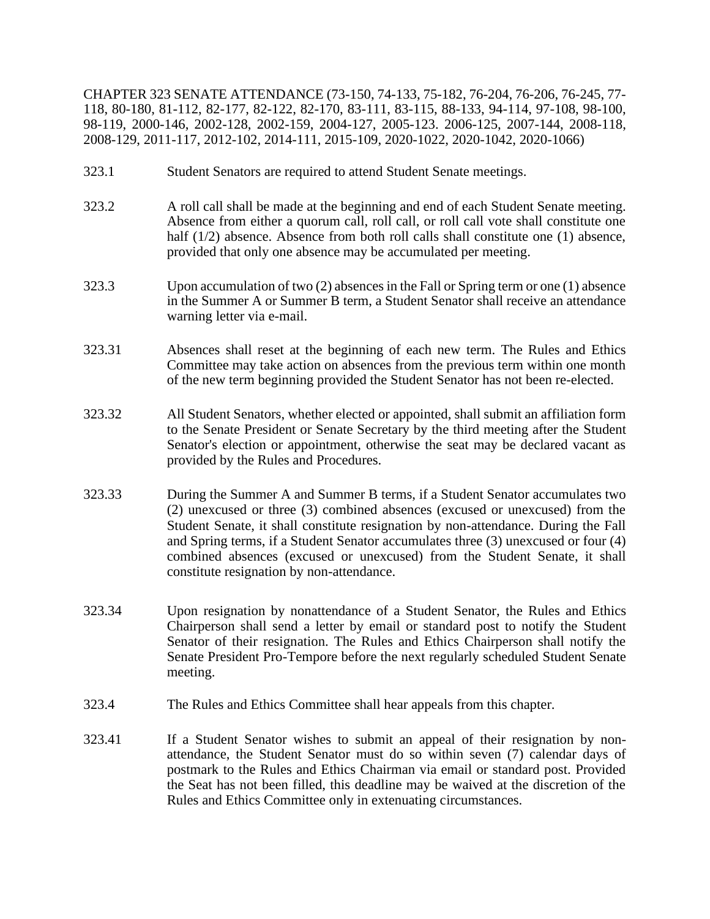CHAPTER 323 SENATE ATTENDANCE (73-150, 74-133, 75-182, 76-204, 76-206, 76-245, 77-118, 80-180, 81-112, 82-177, 82-122, 82-170, 83-111, 83-115, 88-133, 94-114, 97-108, 98-100, 98-119, 2000-146, 2002-128, 2002-159, 2004-127, 2005-123. 2006-125, 2007-144, 2008-118, 2008-129, 2011-117, 2012-102, 2014-111, 2015-109, 2020-1022, 2020-1042, 2020-1066)

323.1 Student Senators are required to attend Student Senate meetings.

323.2 A roll call shall be made at the beginning and end of each Student Senate meeting. Absence from either a quorum call, roll call, or roll call vote shall constitute one half (1/2) absence. Absence from both roll calls shall constitute one (1) absence, provided that only one absence may be accumulated per meeting.

323.3 Upon accumulation of two (2) absences in the Fall or Spring term or one (1) absence in the Summer A or Summer B term, a Student Senator shall receive an attendance warning letter via e-mail.

323.31 Absences shall reset at the beginning of each new term. The Rules and Ethics Committee may take action on absences from the previous term within one month of the new term beginning provided the Student Senator has not been re-elected.

323.32 All Student Senators, whether elected or appointed, shall submit an affiliation form to the Senate President or Senate Secretary by the third meeting after the Student Senator's election or appointment, otherwise the seat may be declared vacant as provided by the Rules and Procedures.

323.33 During the Summer A and Summer B terms, if a Student Senator accumulates two (2) unexcused or three (3) combined absences (excused or unexcused) from the Student Senate, it shall constitute resignation by non-attendance. During the Fall and Spring terms, if a Student Senator accumulates three (3) unexcused or four (4) combined absences (excused or unexcused) from the Student Senate, it shall constitute resignation by non-attendance.

323.34 Upon resignation by nonattendance of a Student Senator, the Rules and Ethics Chairperson shall send a letter by email or standard post to notify the Student Senator of their resignation. The Rules and Ethics Chairperson shall notify the Senate President Pro-Tempore before the next regularly scheduled Student Senate meeting.

323.4 The Rules and Ethics Committee shall hear appeals from this chapter.

323.41 If a Student Senator wishes to submit an appeal of their resignation by non-attendance, the Student Senator must do so within seven (7) calendar days of postmark to the Rules and Ethics Chairman via email or standard post. Provided the Seat has not been filled, this deadline may be waived at the discretion of the Rules and Ethics Committee only in extenuating circumstances.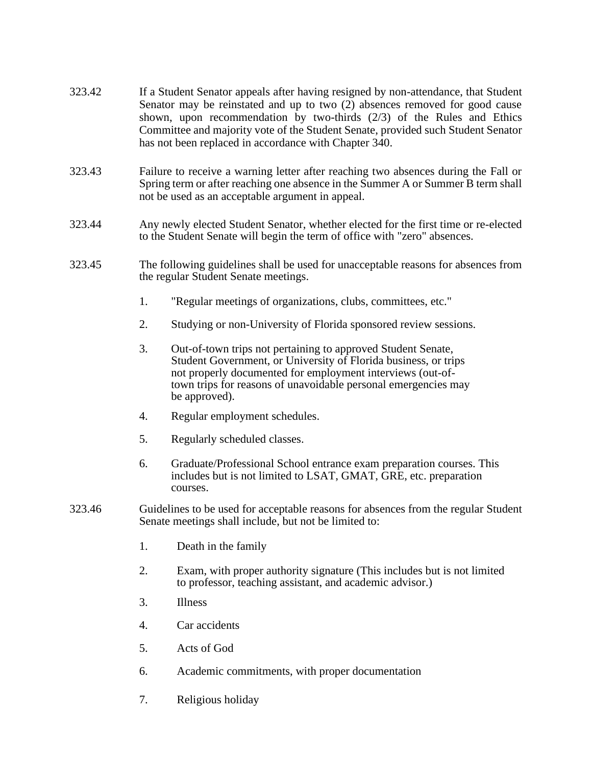323.42 If a Student Senator appeals after having resigned by non-attendance, that Student Senator may be reinstated and up to two (2) absences removed for good cause shown, upon recommendation by two-thirds (2/3) of the Rules and Ethics Committee and majority vote of the Student Senate, provided such Student Senator has not been replaced in accordance with Chapter 340.

323.43 Failure to receive a warning letter after reaching two absences during the Fall or Spring term or after reaching one absence in the Summer A or Summer B term shall not be used as an acceptable argument in appeal.

323.44 Any newly elected Student Senator, whether elected for the first time or re-elected to the Student Senate will begin the term of office with "zero" absences.

323.45 The following guidelines shall be used for unacceptable reasons for absences from the regular Student Senate meetings.

1. "Regular meetings of organizations, clubs, committees, etc."
2. Studying or non-University of Florida sponsored review sessions.
3. Out-of-town trips not pertaining to approved Student Senate, Student Government, or University of Florida business, or trips not properly documented for employment interviews (out-of-town trips for reasons of unavoidable personal emergencies may be approved).
4. Regular employment schedules.
5. Regularly scheduled classes.
6. Graduate/Professional School entrance exam preparation courses. This includes but is not limited to LSAT, GMAT, GRE, etc. preparation courses.

323.46 Guidelines to be used for acceptable reasons for absences from the regular Student Senate meetings shall include, but not be limited to:

1. Death in the family
2. Exam, with proper authority signature (This includes but is not limited to professor, teaching assistant, and academic advisor.)
3. Illness
4. Car accidents
5. Acts of God
6. Academic commitments, with proper documentation
7. Religious holiday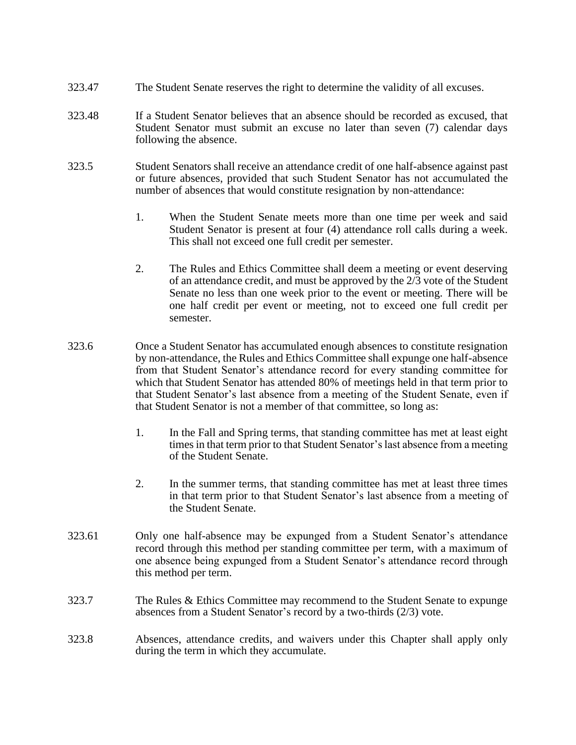323.47 The Student Senate reserves the right to determine the validity of all excuses.

323.48 If a Student Senator believes that an absence should be recorded as excused, that Student Senator must submit an excuse no later than seven (7) calendar days following the absence.

323.5 Student Senators shall receive an attendance credit of one half-absence against past or future absences, provided that such Student Senator has not accumulated the number of absences that would constitute resignation by non-attendance:

1. When the Student Senate meets more than one time per week and said Student Senator is present at four (4) attendance roll calls during a week. This shall not exceed one full credit per semester.

2. The Rules and Ethics Committee shall deem a meeting or event deserving of an attendance credit, and must be approved by the 2/3 vote of the Student Senate no less than one week prior to the event or meeting. There will be one half credit per event or meeting, not to exceed one full credit per semester.

323.6 Once a Student Senator has accumulated enough absences to constitute resignation by non-attendance, the Rules and Ethics Committee shall expunge one half-absence from that Student Senator's attendance record for every standing committee for which that Student Senator has attended 80% of meetings held in that term prior to that Student Senator's last absence from a meeting of the Student Senate, even if that Student Senator is not a member of that committee, so long as:

1. In the Fall and Spring terms, that standing committee has met at least eight times in that term prior to that Student Senator's last absence from a meeting of the Student Senate.

2. In the summer terms, that standing committee has met at least three times in that term prior to that Student Senator's last absence from a meeting of the Student Senate.

323.61 Only one half-absence may be expunged from a Student Senator's attendance record through this method per standing committee per term, with a maximum of one absence being expunged from a Student Senator's attendance record through this method per term.

323.7 The Rules & Ethics Committee may recommend to the Student Senate to expunge absences from a Student Senator's record by a two-thirds (2/3) vote.

323.8 Absences, attendance credits, and waivers under this Chapter shall apply only during the term in which they accumulate.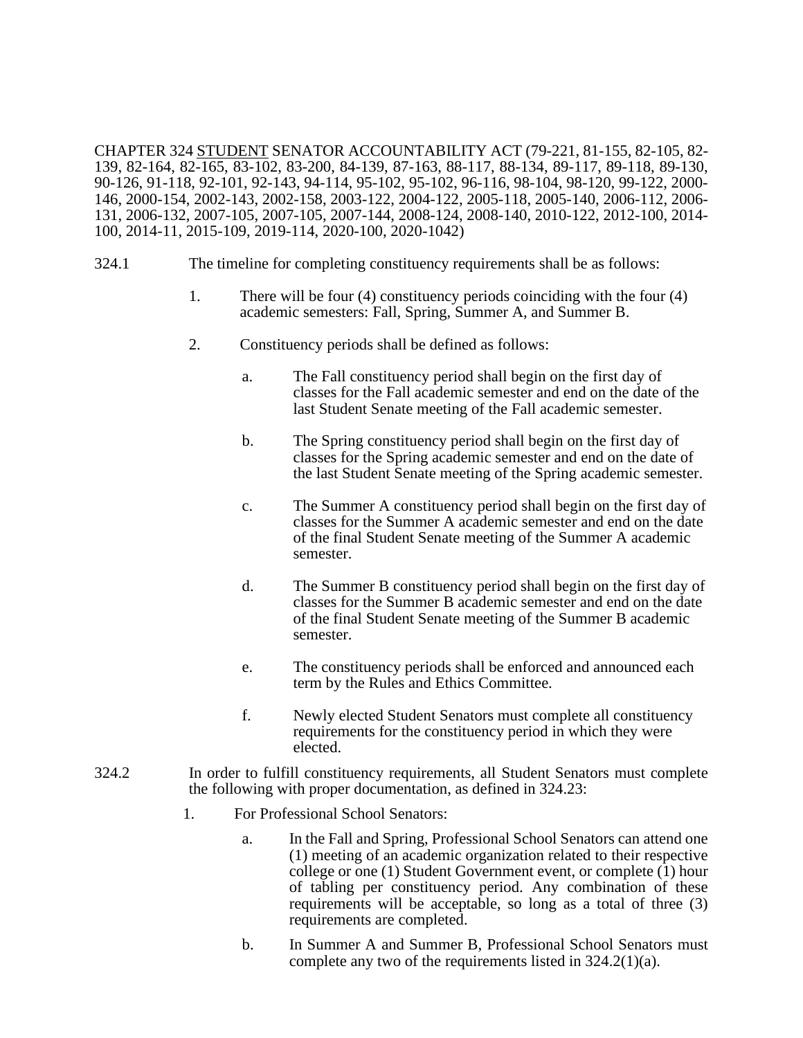CHAPTER 324 <u>STUDENT</u> SENATOR ACCOUNTABILITY ACT (79-221, 81-155, 82-105, 82-139, 82-164, 82-165, 83-102, 83-200, 84-139, 87-163, 88-117, 88-134, 89-117, 89-118, 89-130, 90-126, 91-118, 92-101, 92-143, 94-114, 95-102, 95-102, 96-116, 98-104, 98-120, 99-122, 2000-146, 2000-154, 2002-143, 2002-158, 2003-122, 2004-122, 2005-118, 2005-140, 2006-112, 2006-131, 2006-132, 2007-105, 2007-105, 2007-144, 2008-124, 2008-140, 2010-122, 2012-100, 2014-100, 2014-11, 2015-109, 2019-114, 2020-100, 2020-1042)

324.1 The timeline for completing constituency requirements shall be as follows:

1. There will be four (4) constituency periods coinciding with the four (4) academic semesters: Fall, Spring, Summer A, and Summer B.

2. Constituency periods shall be defined as follows:

   a. The Fall constituency period shall begin on the first day of classes for the Fall academic semester and end on the date of the last Student Senate meeting of the Fall academic semester.

   b. The Spring constituency period shall begin on the first day of classes for the Spring academic semester and end on the date of the last Student Senate meeting of the Spring academic semester.

   c. The Summer A constituency period shall begin on the first day of classes for the Summer A academic semester and end on the date of the final Student Senate meeting of the Summer A academic semester.

   d. The Summer B constituency period shall begin on the first day of classes for the Summer B academic semester and end on the date of the final Student Senate meeting of the Summer B academic semester.

   e. The constituency periods shall be enforced and announced each term by the Rules and Ethics Committee.

   f. Newly elected Student Senators must complete all constituency requirements for the constituency period in which they were elected.

324.2 In order to fulfill constituency requirements, all Student Senators must complete the following with proper documentation, as defined in 324.23:

1. For Professional School Senators:

   a. In the Fall and Spring, Professional School Senators can attend one (1) meeting of an academic organization related to their respective college or one (1) Student Government event, or complete (1) hour of tabling per constituency period. Any combination of these requirements will be acceptable, so long as a total of three (3) requirements are completed.

   b. In Summer A and Summer B, Professional School Senators must complete any two of the requirements listed in 324.2(1)(a).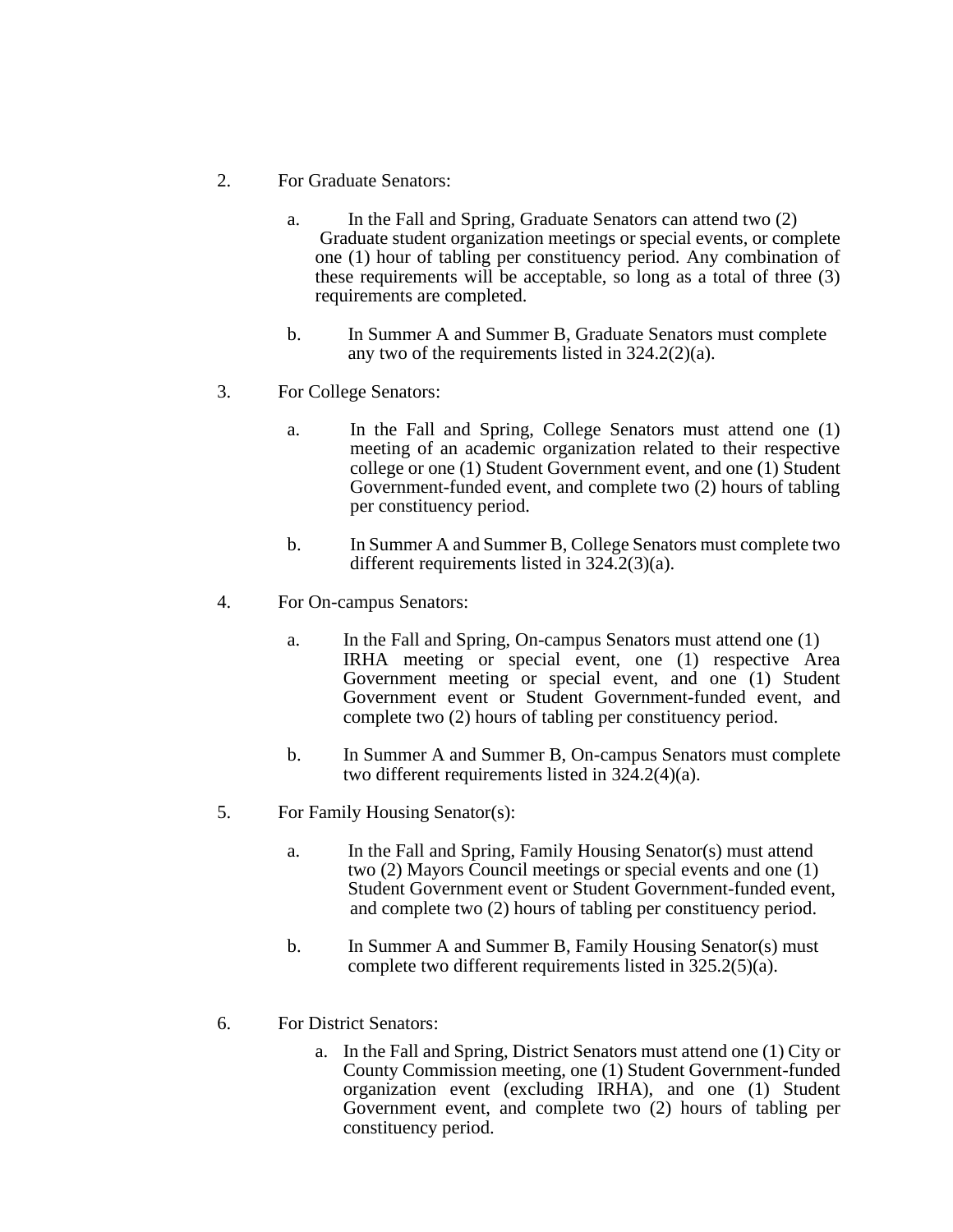2. For Graduate Senators:

   a. In the Fall and Spring, Graduate Senators can attend two (2) Graduate student organization meetings or special events, or complete one (1) hour of tabling per constituency period. Any combination of these requirements will be acceptable, so long as a total of three (3) requirements are completed.

   b. In Summer A and Summer B, Graduate Senators must complete any two of the requirements listed in 324.2(2)(a).

3. For College Senators:

   a. In the Fall and Spring, College Senators must attend one (1) meeting of an academic organization related to their respective college or one (1) Student Government event, and one (1) Student Government-funded event, and complete two (2) hours of tabling per constituency period.

   b. In Summer A and Summer B, College Senators must complete two different requirements listed in 324.2(3)(a).

4. For On-campus Senators:

   a. In the Fall and Spring, On-campus Senators must attend one (1) IRHA meeting or special event, one (1) respective Area Government meeting or special event, and one (1) Student Government event or Student Government-funded event, and complete two (2) hours of tabling per constituency period.

   b. In Summer A and Summer B, On-campus Senators must complete two different requirements listed in 324.2(4)(a).

5. For Family Housing Senator(s):

   a. In the Fall and Spring, Family Housing Senator(s) must attend two (2) Mayors Council meetings or special events and one (1) Student Government event or Student Government-funded event, and complete two (2) hours of tabling per constituency period.

   b. In Summer A and Summer B, Family Housing Senator(s) must complete two different requirements listed in 325.2(5)(a).

6. For District Senators:

   a. In the Fall and Spring, District Senators must attend one (1) City or County Commission meeting, one (1) Student Government-funded organization event (excluding IRHA), and one (1) Student Government event, and complete two (2) hours of tabling per constituency period.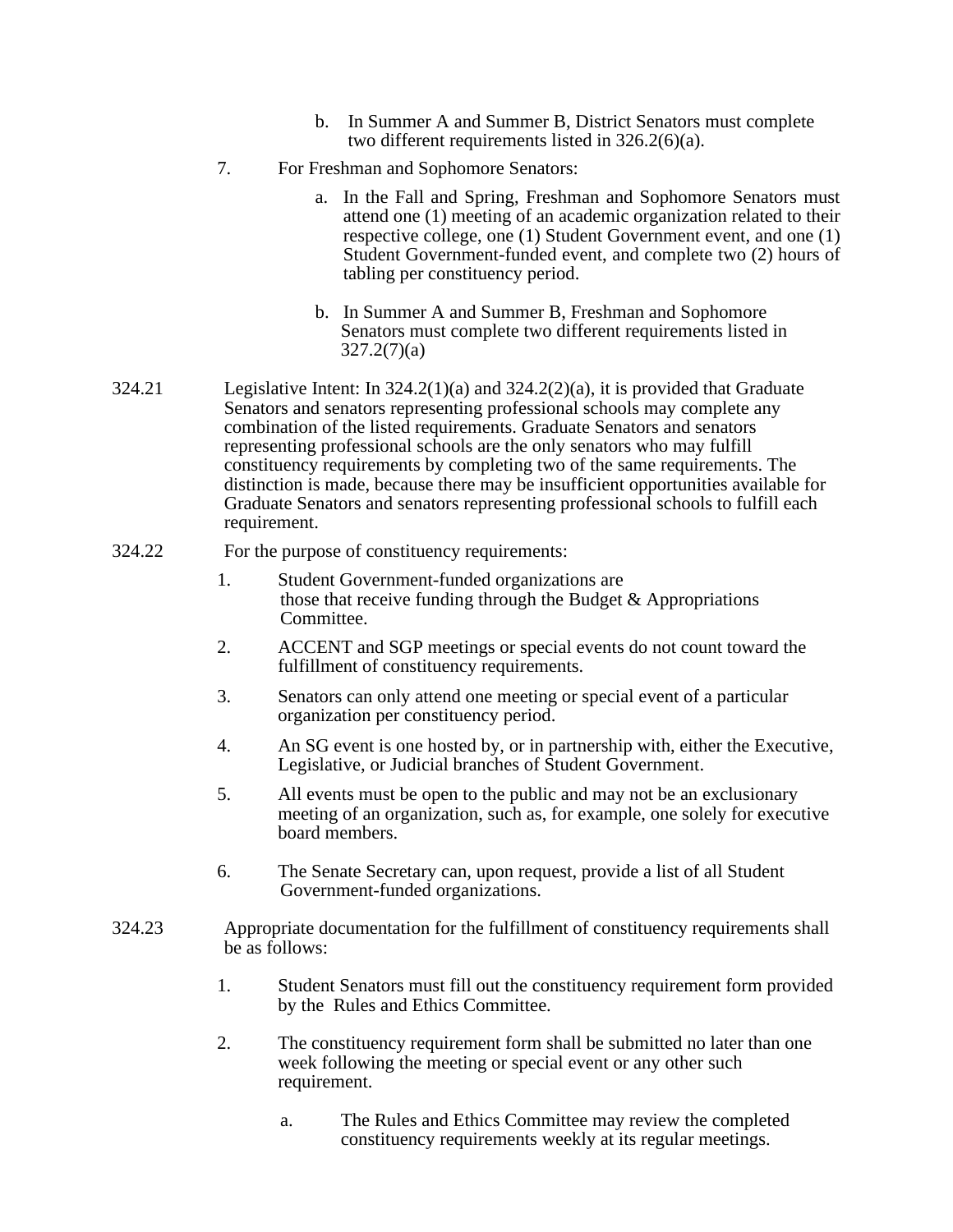b. In Summer A and Summer B, District Senators must complete two different requirements listed in 326.2(6)(a).

7. For Freshman and Sophomore Senators:

   a. In the Fall and Spring, Freshman and Sophomore Senators must attend one (1) meeting of an academic organization related to their respective college, one (1) Student Government event, and one (1) Student Government-funded event, and complete two (2) hours of tabling per constituency period.

   b. In Summer A and Summer B, Freshman and Sophomore Senators must complete two different requirements listed in 327.2(7)(a)

324.21 Legislative Intent: In 324.2(1)(a) and 324.2(2)(a), it is provided that Graduate Senators and senators representing professional schools may complete any combination of the listed requirements. Graduate Senators and senators representing professional schools are the only senators who may fulfill constituency requirements by completing two of the same requirements. The distinction is made, because there may be insufficient opportunities available for Graduate Senators and senators representing professional schools to fulfill each requirement.

324.22 For the purpose of constituency requirements:

1. Student Government-funded organizations are those that receive funding through the Budget & Appropriations Committee.
2. ACCENT and SGP meetings or special events do not count toward the fulfillment of constituency requirements.
3. Senators can only attend one meeting or special event of a particular organization per constituency period.
4. An SG event is one hosted by, or in partnership with, either the Executive, Legislative, or Judicial branches of Student Government.
5. All events must be open to the public and may not be an exclusionary meeting of an organization, such as, for example, one solely for executive board members.
6. The Senate Secretary can, upon request, provide a list of all Student Government-funded organizations.

324.23 Appropriate documentation for the fulfillment of constituency requirements shall be as follows:

1. Student Senators must fill out the constituency requirement form provided by the Rules and Ethics Committee.
2. The constituency requirement form shall be submitted no later than one week following the meeting or special event or any other such requirement.

   a. The Rules and Ethics Committee may review the completed constituency requirements weekly at its regular meetings.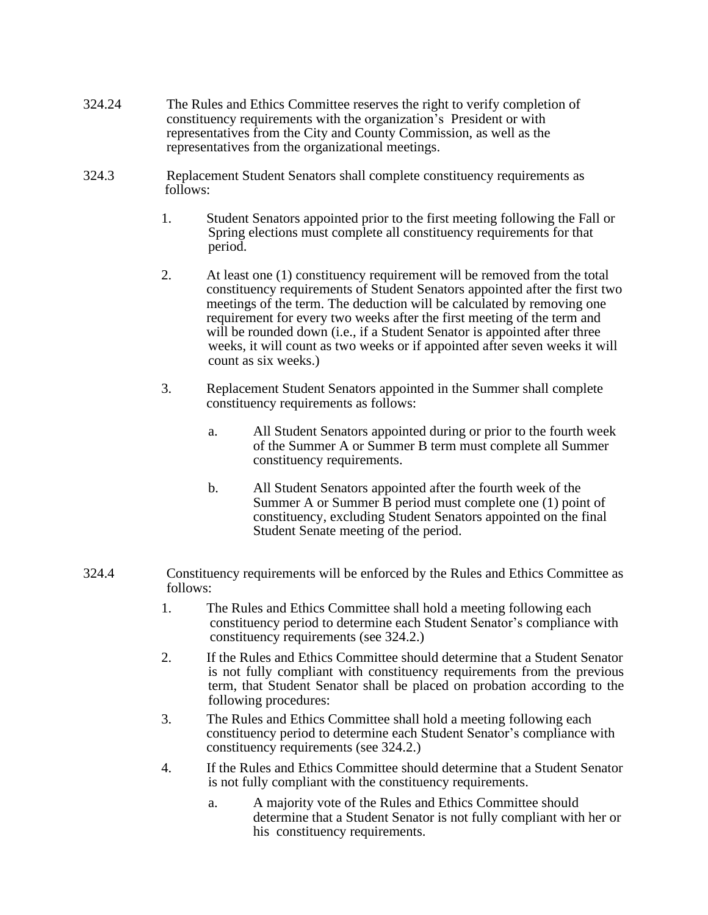324.24 The Rules and Ethics Committee reserves the right to verify completion of constituency requirements with the organization's President or with representatives from the City and County Commission, as well as the representatives from the organizational meetings.

324.3 Replacement Student Senators shall complete constituency requirements as follows:

1. Student Senators appointed prior to the first meeting following the Fall or Spring elections must complete all constituency requirements for that period.

2. At least one (1) constituency requirement will be removed from the total constituency requirements of Student Senators appointed after the first two meetings of the term. The deduction will be calculated by removing one requirement for every two weeks after the first meeting of the term and will be rounded down (i.e., if a Student Senator is appointed after three weeks, it will count as two weeks or if appointed after seven weeks it will count as six weeks.)

3. Replacement Student Senators appointed in the Summer shall complete constituency requirements as follows:

   a. All Student Senators appointed during or prior to the fourth week of the Summer A or Summer B term must complete all Summer constituency requirements.

   b. All Student Senators appointed after the fourth week of the Summer A or Summer B period must complete one (1) point of constituency, excluding Student Senators appointed on the final Student Senate meeting of the period.

324.4 Constituency requirements will be enforced by the Rules and Ethics Committee as follows:

1. The Rules and Ethics Committee shall hold a meeting following each constituency period to determine each Student Senator's compliance with constituency requirements (see 324.2.)
2. If the Rules and Ethics Committee should determine that a Student Senator is not fully compliant with constituency requirements from the previous term, that Student Senator shall be placed on probation according to the following procedures:
3. The Rules and Ethics Committee shall hold a meeting following each constituency period to determine each Student Senator's compliance with constituency requirements (see 324.2.)
4. If the Rules and Ethics Committee should determine that a Student Senator is not fully compliant with the constituency requirements.

   a. A majority vote of the Rules and Ethics Committee should determine that a Student Senator is not fully compliant with her or his constituency requirements.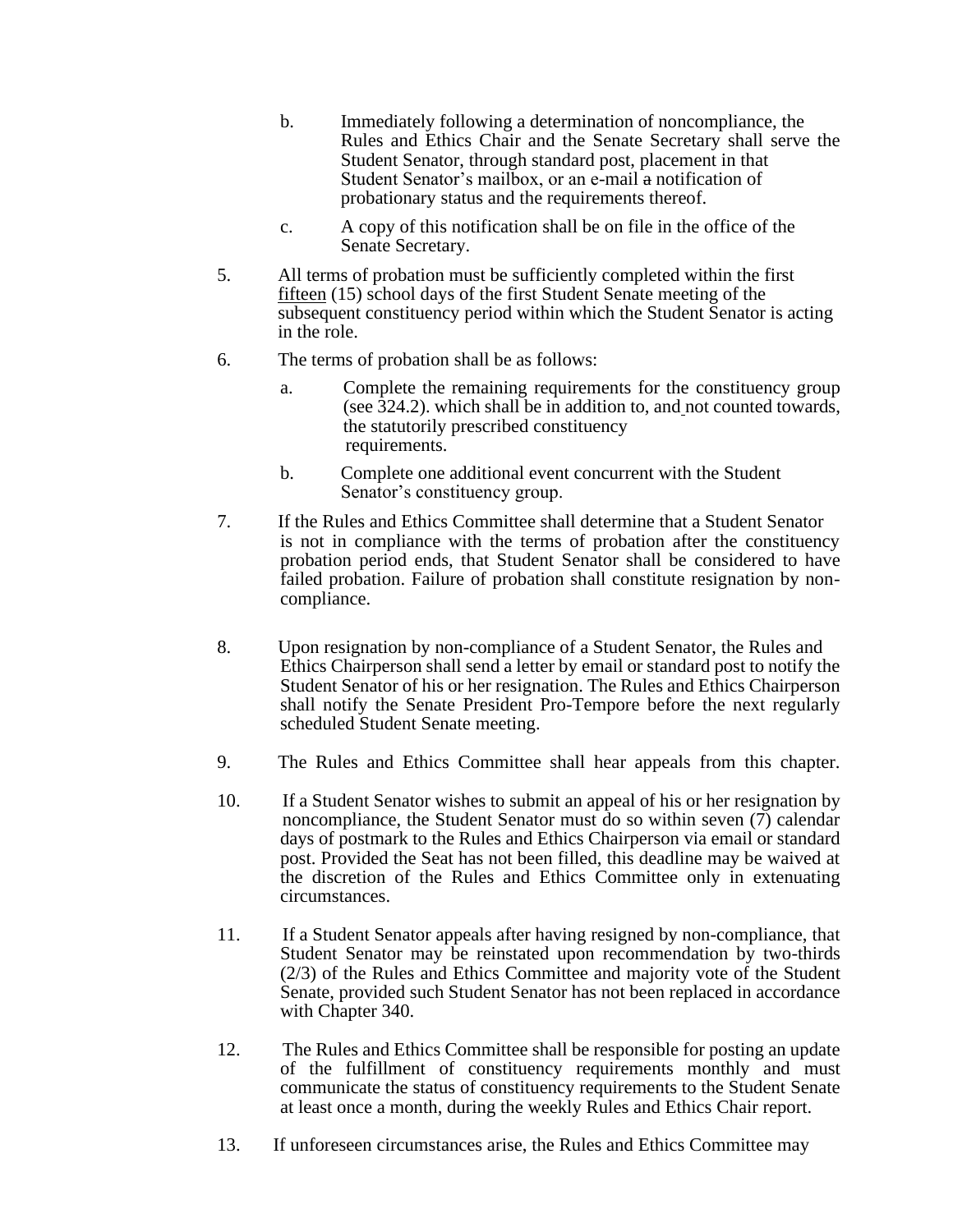b. Immediately following a determination of noncompliance, the Rules and Ethics Chair and the Senate Secretary shall serve the Student Senator, through standard post, placement in that Student Senator's mailbox, or an e-mail ~~a~~ notification of probationary status and the requirements thereof.

   c. A copy of this notification shall be on file in the office of the Senate Secretary.

5. All terms of probation must be sufficiently completed within the first fifteen (15) school days of the first Student Senate meeting of the subsequent constituency period within which the Student Senator is acting in the role.

6. The terms of probation shall be as follows:

   a. Complete the remaining requirements for the constituency group (see 324.2). which shall be in addition to, and not counted towards, the statutorily prescribed constituency requirements.

   b. Complete one additional event concurrent with the Student Senator's constituency group.

7. If the Rules and Ethics Committee shall determine that a Student Senator is not in compliance with the terms of probation after the constituency probation period ends, that Student Senator shall be considered to have failed probation. Failure of probation shall constitute resignation by non-compliance.

8. Upon resignation by non-compliance of a Student Senator, the Rules and Ethics Chairperson shall send a letter by email or standard post to notify the Student Senator of his or her resignation. The Rules and Ethics Chairperson shall notify the Senate President Pro-Tempore before the next regularly scheduled Student Senate meeting.

9. The Rules and Ethics Committee shall hear appeals from this chapter.

10. If a Student Senator wishes to submit an appeal of his or her resignation by noncompliance, the Student Senator must do so within seven (7) calendar days of postmark to the Rules and Ethics Chairperson via email or standard post. Provided the Seat has not been filled, this deadline may be waived at the discretion of the Rules and Ethics Committee only in extenuating circumstances.

11. If a Student Senator appeals after having resigned by non-compliance, that Student Senator may be reinstated upon recommendation by two-thirds (2/3) of the Rules and Ethics Committee and majority vote of the Student Senate, provided such Student Senator has not been replaced in accordance with Chapter 340.

12. The Rules and Ethics Committee shall be responsible for posting an update of the fulfillment of constituency requirements monthly and must communicate the status of constituency requirements to the Student Senate at least once a month, during the weekly Rules and Ethics Chair report.

13. If unforeseen circumstances arise, the Rules and Ethics Committee may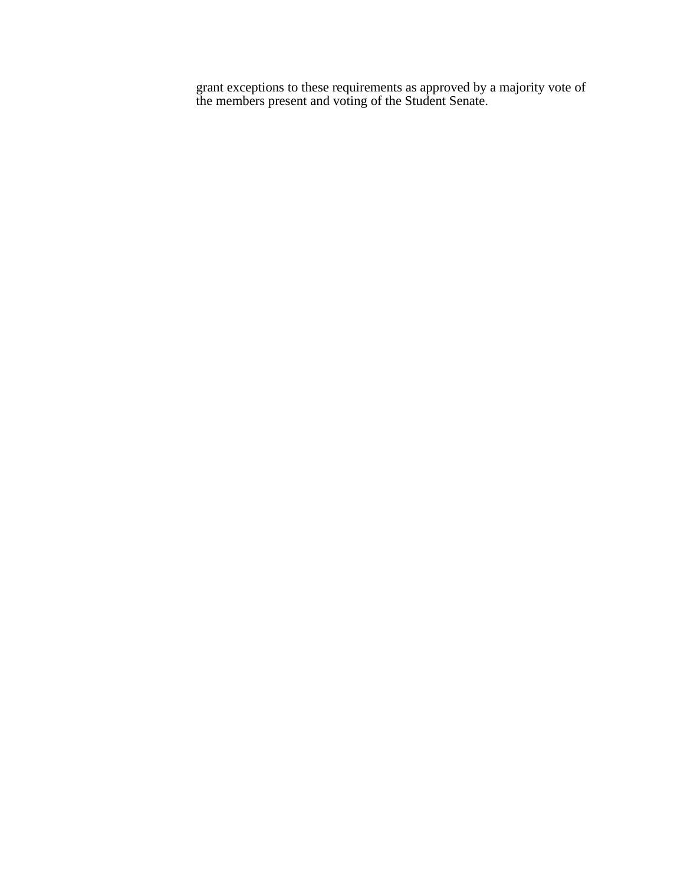grant exceptions to these requirements as approved by a majority vote of the members present and voting of the Student Senate.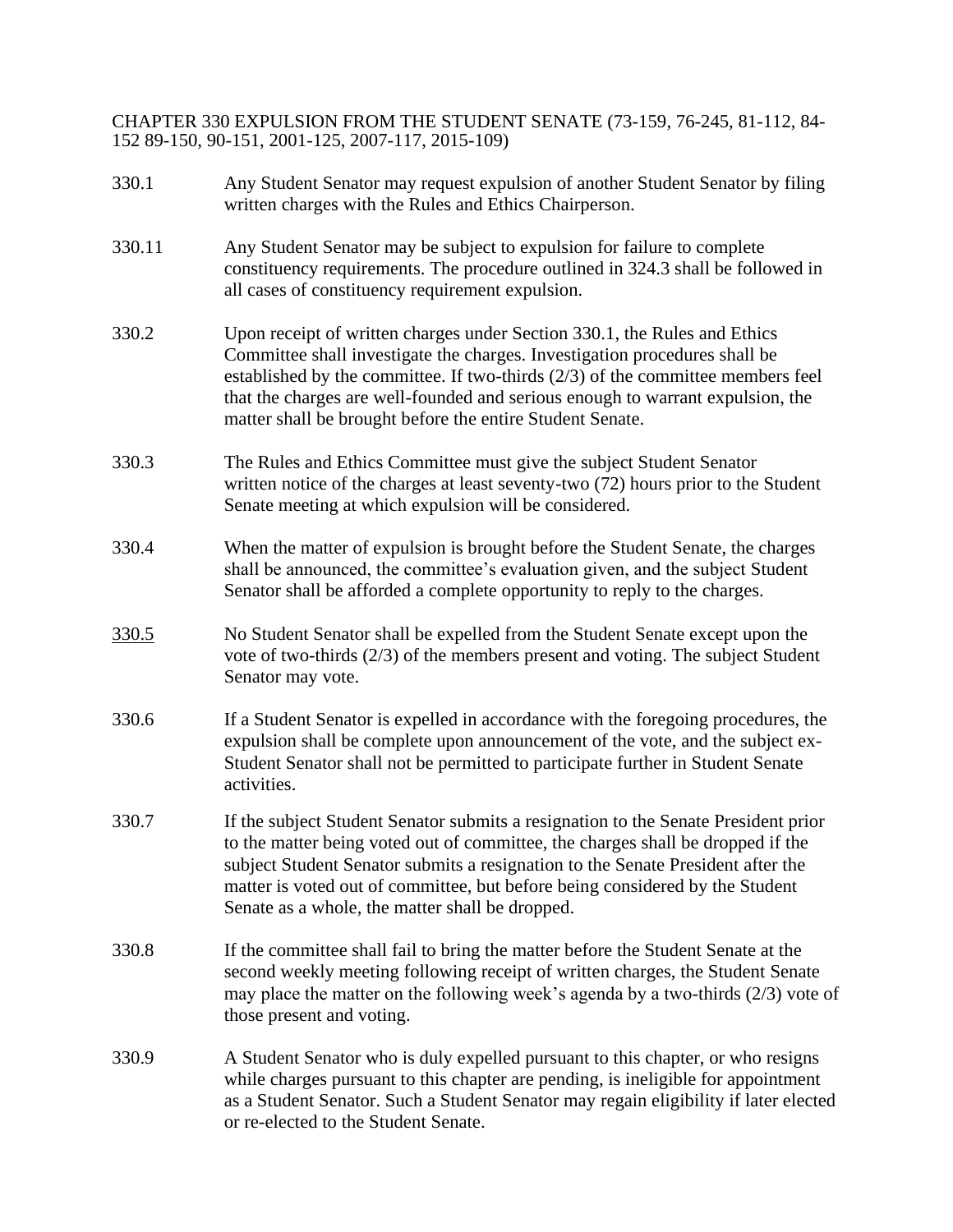## CHAPTER 330 EXPULSION FROM THE STUDENT SENATE (73-159, 76-245, 81-112, 84-152 89-150, 90-151, 2001-125, 2007-117, 2015-109)

330.1 Any Student Senator may request expulsion of another Student Senator by filing written charges with the Rules and Ethics Chairperson.

330.11 Any Student Senator may be subject to expulsion for failure to complete constituency requirements. The procedure outlined in 324.3 shall be followed in all cases of constituency requirement expulsion.

330.2 Upon receipt of written charges under Section 330.1, the Rules and Ethics Committee shall investigate the charges. Investigation procedures shall be established by the committee. If two-thirds (2/3) of the committee members feel that the charges are well-founded and serious enough to warrant expulsion, the matter shall be brought before the entire Student Senate.

330.3 The Rules and Ethics Committee must give the subject Student Senator written notice of the charges at least seventy-two (72) hours prior to the Student Senate meeting at which expulsion will be considered.

330.4 When the matter of expulsion is brought before the Student Senate, the charges shall be announced, the committee's evaluation given, and the subject Student Senator shall be afforded a complete opportunity to reply to the charges.

330.5 No Student Senator shall be expelled from the Student Senate except upon the vote of two-thirds (2/3) of the members present and voting. The subject Student Senator may vote.

330.6 If a Student Senator is expelled in accordance with the foregoing procedures, the expulsion shall be complete upon announcement of the vote, and the subject ex-Student Senator shall not be permitted to participate further in Student Senate activities.

330.7 If the subject Student Senator submits a resignation to the Senate President prior to the matter being voted out of committee, the charges shall be dropped if the subject Student Senator submits a resignation to the Senate President after the matter is voted out of committee, but before being considered by the Student Senate as a whole, the matter shall be dropped.

330.8 If the committee shall fail to bring the matter before the Student Senate at the second weekly meeting following receipt of written charges, the Student Senate may place the matter on the following week's agenda by a two-thirds (2/3) vote of those present and voting.

330.9 A Student Senator who is duly expelled pursuant to this chapter, or who resigns while charges pursuant to this chapter are pending, is ineligible for appointment as a Student Senator. Such a Student Senator may regain eligibility if later elected or re-elected to the Student Senate.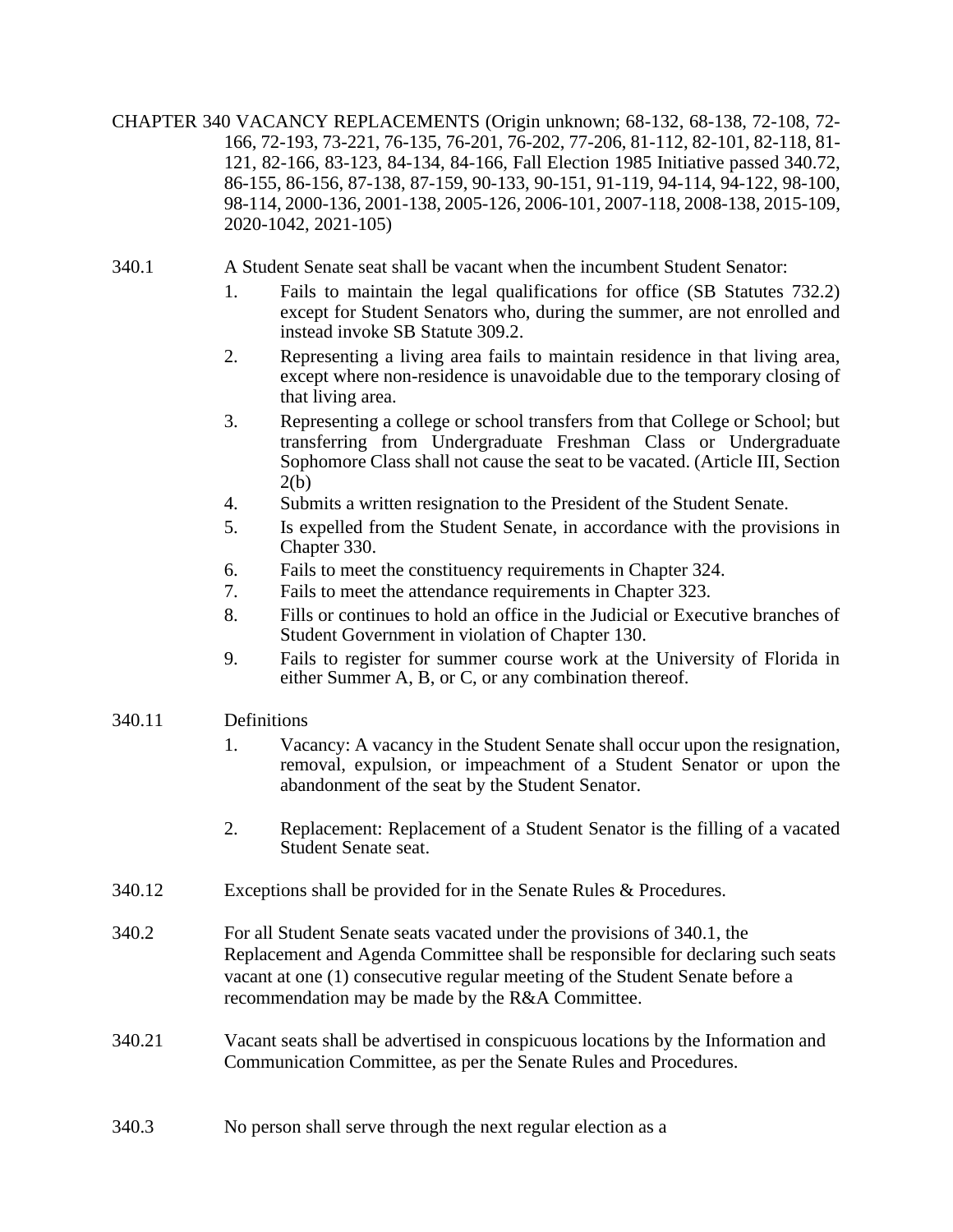## CHAPTER 340 VACANCY REPLACEMENTS (Origin unknown; 68-132, 68-138, 72-108, 72-166, 72-193, 73-221, 76-135, 76-201, 76-202, 77-206, 81-112, 82-101, 82-118, 81-121, 82-166, 83-123, 84-134, 84-166, Fall Election 1985 Initiative passed 340.72, 86-155, 86-156, 87-138, 87-159, 90-133, 90-151, 91-119, 94-114, 94-122, 98-100, 98-114, 2000-136, 2001-138, 2005-126, 2006-101, 2007-118, 2008-138, 2015-109, 2020-1042, 2021-105)

340.1 A Student Senate seat shall be vacant when the incumbent Student Senator:

1. Fails to maintain the legal qualifications for office (SB Statutes 732.2) except for Student Senators who, during the summer, are not enrolled and instead invoke SB Statute 309.2.
2. Representing a living area fails to maintain residence in that living area, except where non-residence is unavoidable due to the temporary closing of that living area.
3. Representing a college or school transfers from that College or School; but transferring from Undergraduate Freshman Class or Undergraduate Sophomore Class shall not cause the seat to be vacated. (Article III, Section 2(b)
4. Submits a written resignation to the President of the Student Senate.
5. Is expelled from the Student Senate, in accordance with the provisions in Chapter 330.
6. Fails to meet the constituency requirements in Chapter 324.
7. Fails to meet the attendance requirements in Chapter 323.
8. Fills or continues to hold an office in the Judicial or Executive branches of Student Government in violation of Chapter 130.
9. Fails to register for summer course work at the University of Florida in either Summer A, B, or C, or any combination thereof.

340.11 Definitions

1. Vacancy: A vacancy in the Student Senate shall occur upon the resignation, removal, expulsion, or impeachment of a Student Senator or upon the abandonment of the seat by the Student Senator.
2. Replacement: Replacement of a Student Senator is the filling of a vacated Student Senate seat.

340.12 Exceptions shall be provided for in the Senate Rules & Procedures.

340.2 For all Student Senate seats vacated under the provisions of 340.1, the Replacement and Agenda Committee shall be responsible for declaring such seats vacant at one (1) consecutive regular meeting of the Student Senate before a recommendation may be made by the R&A Committee.

340.21 Vacant seats shall be advertised in conspicuous locations by the Information and Communication Committee, as per the Senate Rules and Procedures.

340.3 No person shall serve through the next regular election as a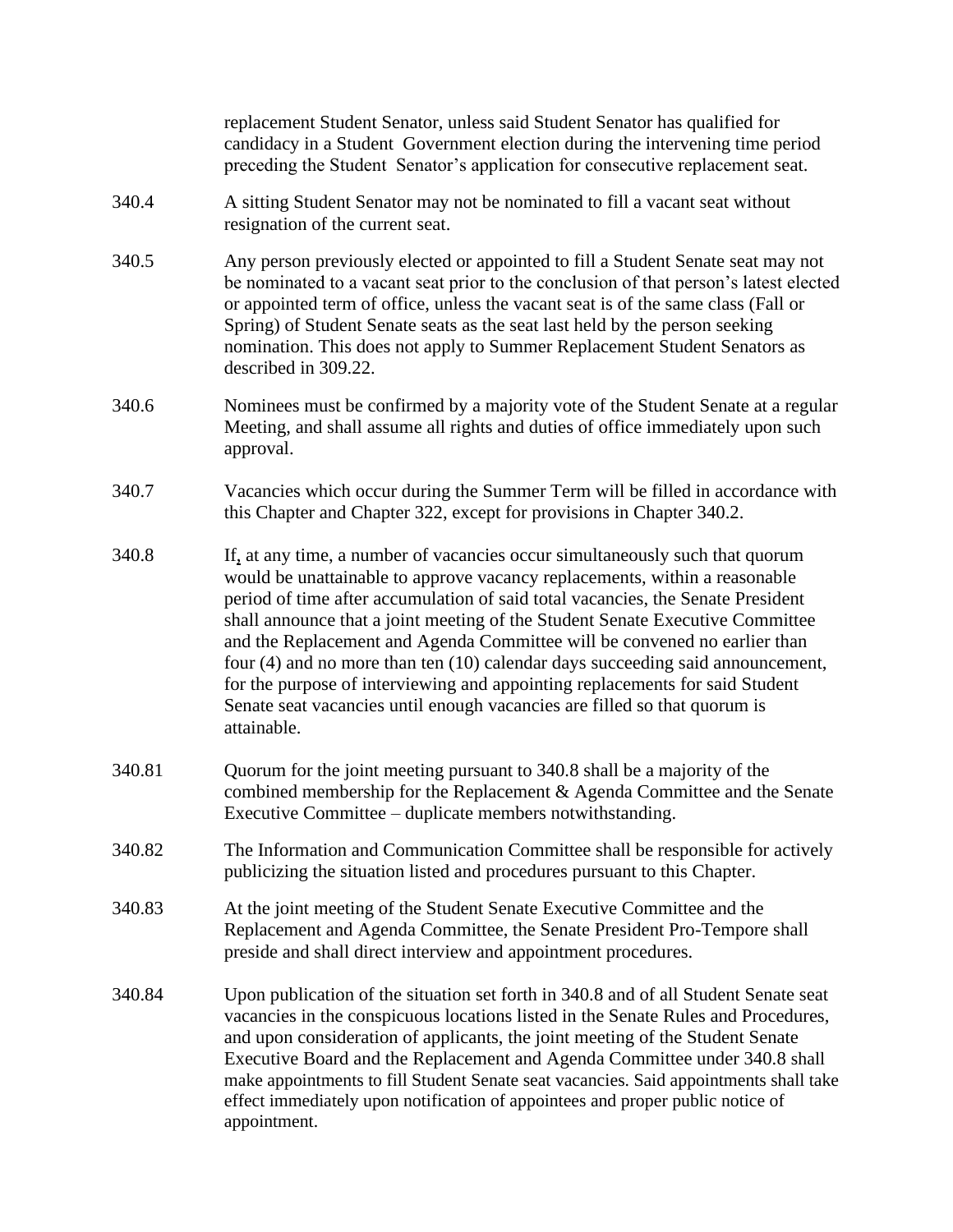replacement Student Senator, unless said Student Senator has qualified for candidacy in a Student Government election during the intervening time period preceding the Student Senator's application for consecutive replacement seat.

340.4 A sitting Student Senator may not be nominated to fill a vacant seat without resignation of the current seat.

340.5 Any person previously elected or appointed to fill a Student Senate seat may not be nominated to a vacant seat prior to the conclusion of that person's latest elected or appointed term of office, unless the vacant seat is of the same class (Fall or Spring) of Student Senate seats as the seat last held by the person seeking nomination. This does not apply to Summer Replacement Student Senators as described in 309.22.

340.6 Nominees must be confirmed by a majority vote of the Student Senate at a regular Meeting, and shall assume all rights and duties of office immediately upon such approval.

340.7 Vacancies which occur during the Summer Term will be filled in accordance with this Chapter and Chapter 322, except for provisions in Chapter 340.2.

340.8 If, at any time, a number of vacancies occur simultaneously such that quorum would be unattainable to approve vacancy replacements, within a reasonable period of time after accumulation of said total vacancies, the Senate President shall announce that a joint meeting of the Student Senate Executive Committee and the Replacement and Agenda Committee will be convened no earlier than four (4) and no more than ten (10) calendar days succeeding said announcement, for the purpose of interviewing and appointing replacements for said Student Senate seat vacancies until enough vacancies are filled so that quorum is attainable.

340.81 Quorum for the joint meeting pursuant to 340.8 shall be a majority of the combined membership for the Replacement & Agenda Committee and the Senate Executive Committee – duplicate members notwithstanding.

340.82 The Information and Communication Committee shall be responsible for actively publicizing the situation listed and procedures pursuant to this Chapter.

340.83 At the joint meeting of the Student Senate Executive Committee and the Replacement and Agenda Committee, the Senate President Pro-Tempore shall preside and shall direct interview and appointment procedures.

340.84 Upon publication of the situation set forth in 340.8 and of all Student Senate seat vacancies in the conspicuous locations listed in the Senate Rules and Procedures, and upon consideration of applicants, the joint meeting of the Student Senate Executive Board and the Replacement and Agenda Committee under 340.8 shall make appointments to fill Student Senate seat vacancies. Said appointments shall take effect immediately upon notification of appointees and proper public notice of appointment.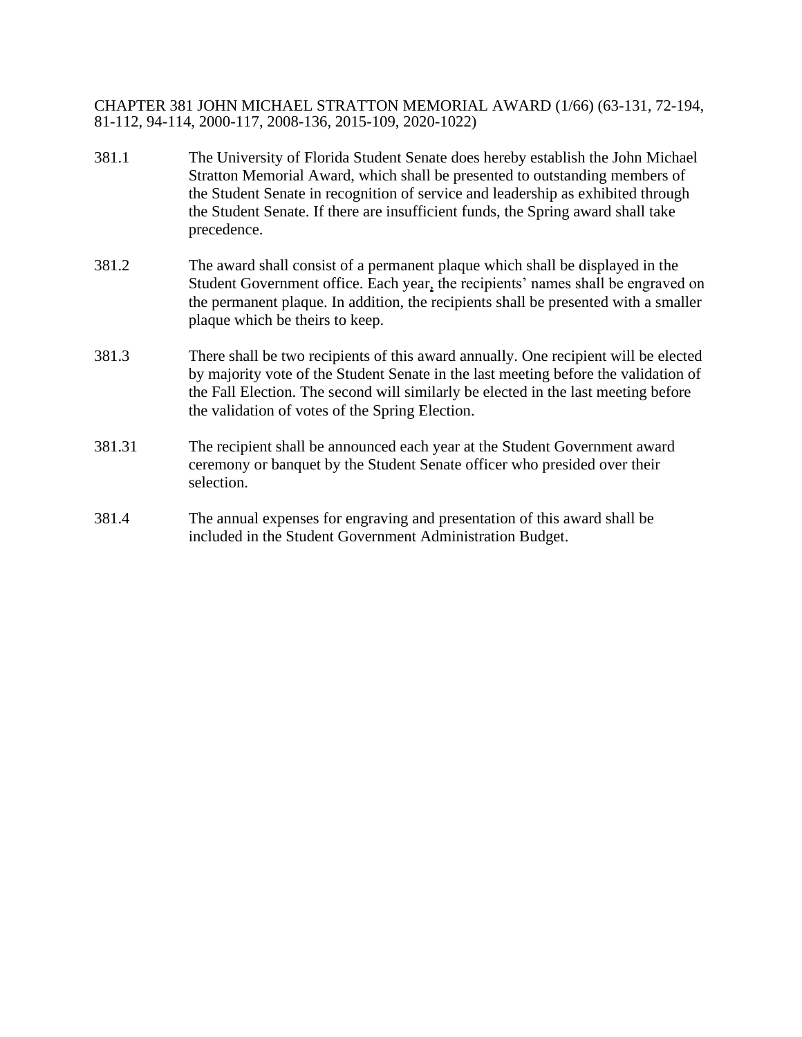CHAPTER 381 JOHN MICHAEL STRATTON MEMORIAL AWARD (1/66) (63-131, 72-194, 81-112, 94-114, 2000-117, 2008-136, 2015-109, 2020-1022)

381.1 The University of Florida Student Senate does hereby establish the John Michael Stratton Memorial Award, which shall be presented to outstanding members of the Student Senate in recognition of service and leadership as exhibited through the Student Senate. If there are insufficient funds, the Spring award shall take precedence.

381.2 The award shall consist of a permanent plaque which shall be displayed in the Student Government office. Each year, the recipients' names shall be engraved on the permanent plaque. In addition, the recipients shall be presented with a smaller plaque which be theirs to keep.

381.3 There shall be two recipients of this award annually. One recipient will be elected by majority vote of the Student Senate in the last meeting before the validation of the Fall Election. The second will similarly be elected in the last meeting before the validation of votes of the Spring Election.

381.31 The recipient shall be announced each year at the Student Government award ceremony or banquet by the Student Senate officer who presided over their selection.

381.4 The annual expenses for engraving and presentation of this award shall be included in the Student Government Administration Budget.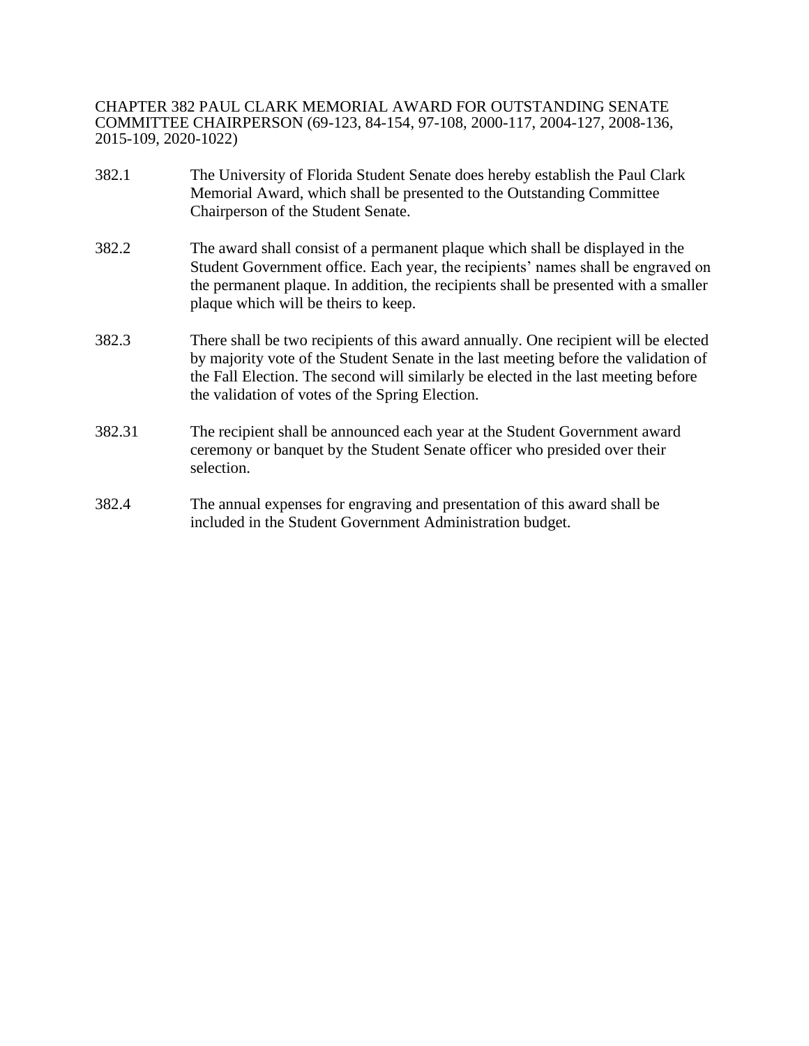CHAPTER 382 PAUL CLARK MEMORIAL AWARD FOR OUTSTANDING SENATE COMMITTEE CHAIRPERSON (69-123, 84-154, 97-108, 2000-117, 2004-127, 2008-136, 2015-109, 2020-1022)

382.1 The University of Florida Student Senate does hereby establish the Paul Clark Memorial Award, which shall be presented to the Outstanding Committee Chairperson of the Student Senate.

382.2 The award shall consist of a permanent plaque which shall be displayed in the Student Government office. Each year, the recipients' names shall be engraved on the permanent plaque. In addition, the recipients shall be presented with a smaller plaque which will be theirs to keep.

382.3 There shall be two recipients of this award annually. One recipient will be elected by majority vote of the Student Senate in the last meeting before the validation of the Fall Election. The second will similarly be elected in the last meeting before the validation of votes of the Spring Election.

382.31 The recipient shall be announced each year at the Student Government award ceremony or banquet by the Student Senate officer who presided over their selection.

382.4 The annual expenses for engraving and presentation of this award shall be included in the Student Government Administration budget.